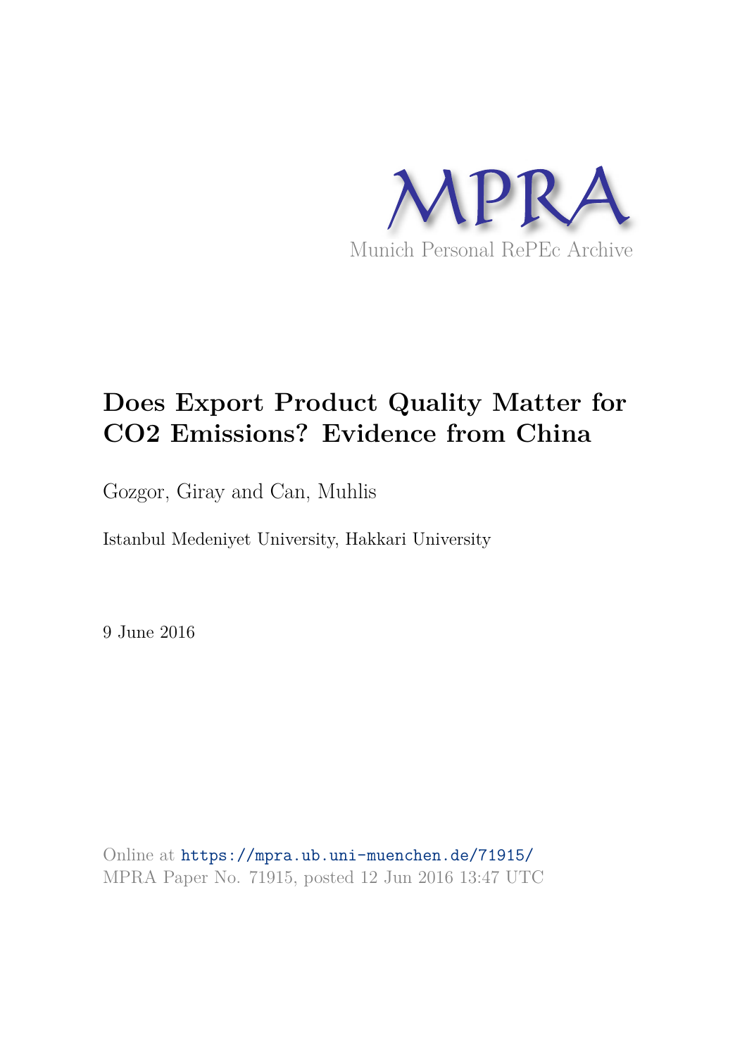MPRA

Munich Personal RePEc Archive

# Does Export Product Quality Matter for CO2 Emissions? Evidence from China

Gozgor, Giray and Can, Muhlis

Istanbul Medeniyet University, Hakkari University

9 June 2016

Online at https://mpra.ub.uni-muenchen.de/71915/
MPRA Paper No. 71915, posted 12 Jun 2016 13:47 UTC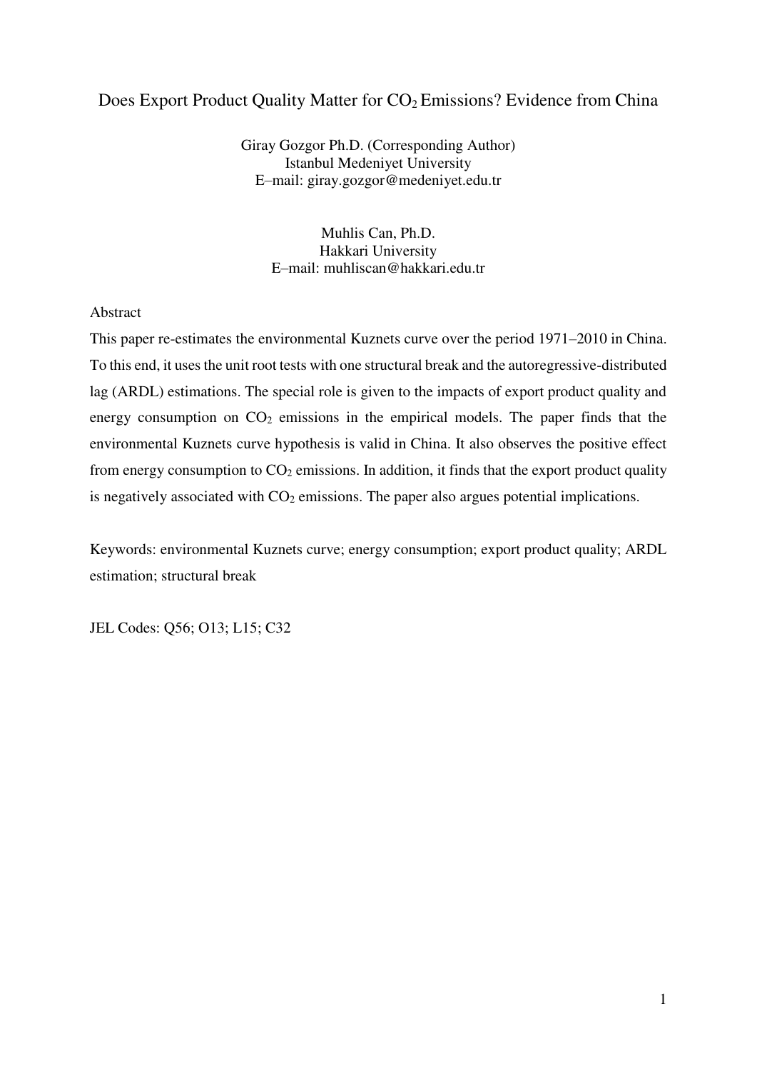# Does Export Product Quality Matter for $CO_2$ Emissions? Evidence from China

Giray Gozgor Ph.D. (Corresponding Author)
Istanbul Medeniyet University
E–mail: giray.gozgor@medeniyet.edu.tr

Muhlis Can, Ph.D.
Hakkari University
E–mail: muhliscan@hakkari.edu.tr

Abstract

This paper re-estimates the environmental Kuznets curve over the period 1971–2010 in China. To this end, it uses the unit root tests with one structural break and the autoregressive-distributed lag (ARDL) estimations. The special role is given to the impacts of export product quality and energy consumption on $CO_2$ emissions in the empirical models. The paper finds that the environmental Kuznets curve hypothesis is valid in China. It also observes the positive effect from energy consumption to $CO_2$ emissions. In addition, it finds that the export product quality is negatively associated with $CO_2$ emissions. The paper also argues potential implications.

Keywords: environmental Kuznets curve; energy consumption; export product quality; ARDL estimation; structural break

JEL Codes: Q56; O13; L15; C32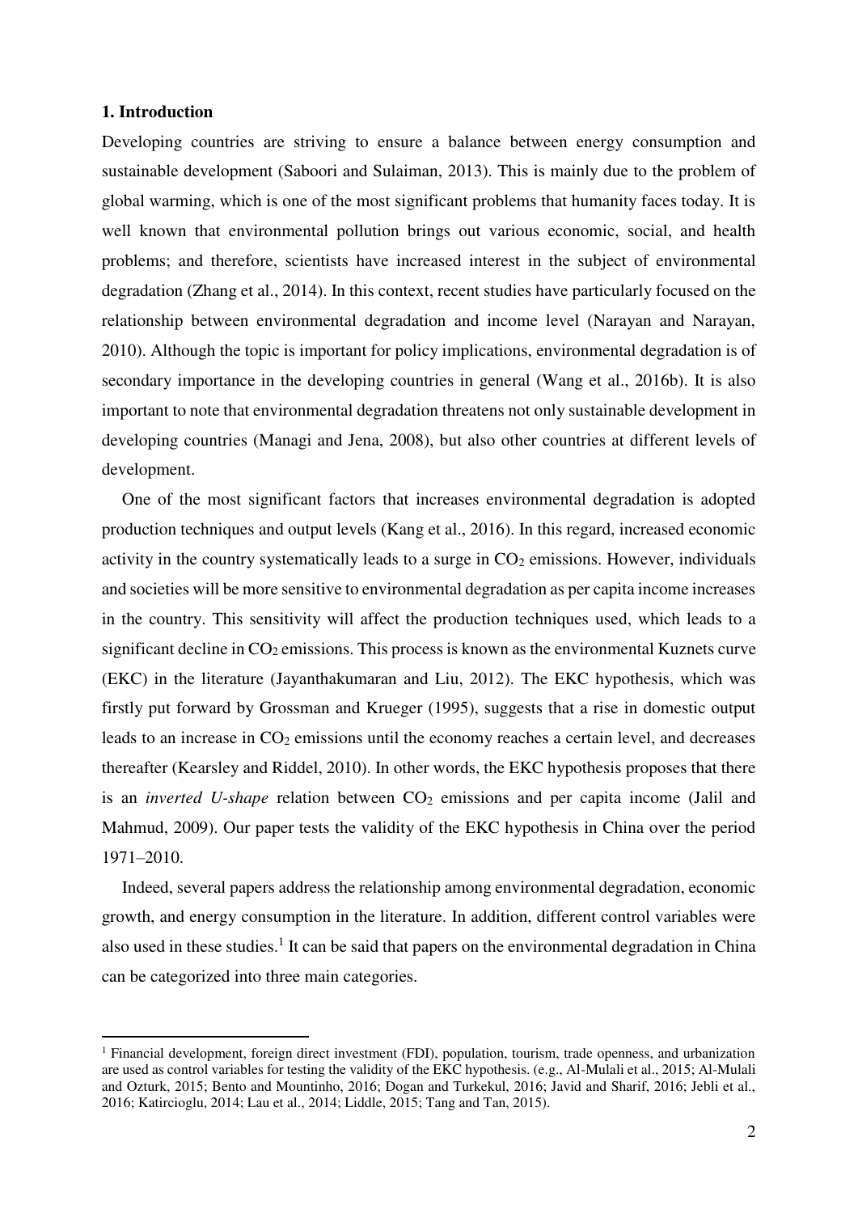## 1. Introduction

Developing countries are striving to ensure a balance between energy consumption and sustainable development (Saboori and Sulaiman, 2013). This is mainly due to the problem of global warming, which is one of the most significant problems that humanity faces today. It is well known that environmental pollution brings out various economic, social, and health problems; and therefore, scientists have increased interest in the subject of environmental degradation (Zhang et al., 2014). In this context, recent studies have particularly focused on the relationship between environmental degradation and income level (Narayan and Narayan, 2010). Although the topic is important for policy implications, environmental degradation is of secondary importance in the developing countries in general (Wang et al., 2016b). It is also important to note that environmental degradation threatens not only sustainable development in developing countries (Managi and Jena, 2008), but also other countries at different levels of development.

One of the most significant factors that increases environmental degradation is adopted production techniques and output levels (Kang et al., 2016). In this regard, increased economic activity in the country systematically leads to a surge in $CO_2$ emissions. However, individuals and societies will be more sensitive to environmental degradation as per capita income increases in the country. This sensitivity will affect the production techniques used, which leads to a significant decline in $CO_2$ emissions. This process is known as the environmental Kuznets curve (EKC) in the literature (Jayanthakumaran and Liu, 2012). The EKC hypothesis, which was firstly put forward by Grossman and Krueger (1995), suggests that a rise in domestic output leads to an increase in $CO_2$ emissions until the economy reaches a certain level, and decreases thereafter (Kearsley and Riddel, 2010). In other words, the EKC hypothesis proposes that there is an *inverted U-shape* relation between $CO_2$ emissions and per capita income (Jalil and Mahmud, 2009). Our paper tests the validity of the EKC hypothesis in China over the period 1971–2010.

Indeed, several papers address the relationship among environmental degradation, economic growth, and energy consumption in the literature. In addition, different control variables were also used in these studies.[1] It can be said that papers on the environmental degradation in China can be categorized into three main categories.

[1] Financial development, foreign direct investment (FDI), population, tourism, trade openness, and urbanization are used as control variables for testing the validity of the EKC hypothesis. (e.g., Al-Mulali et al., 2015; Al-Mulali and Ozturk, 2015; Bento and Mountinho, 2016; Dogan and Turkekul, 2016; Javid and Sharif, 2016; Jebli et al., 2016; Katircioglu, 2014; Lau et al., 2014; Liddle, 2015; Tang and Tan, 2015).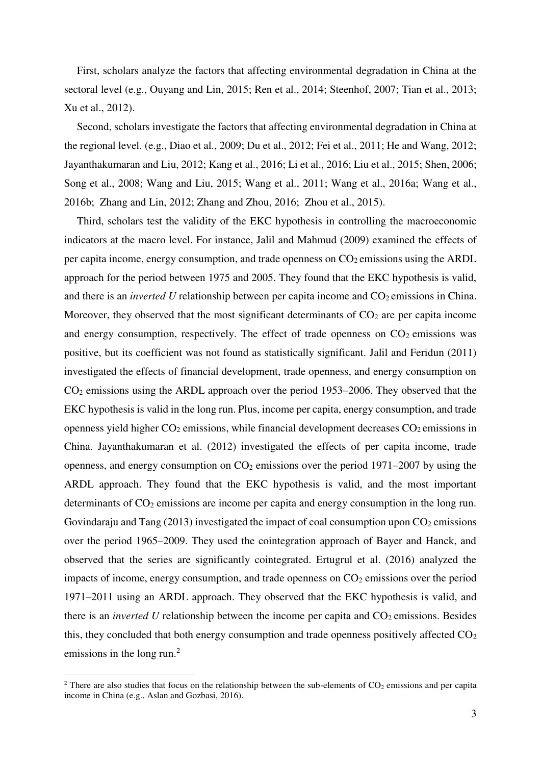First, scholars analyze the factors that affecting environmental degradation in China at the sectoral level (e.g., Ouyang and Lin, 2015; Ren et al., 2014; Steenhof, 2007; Tian et al., 2013; Xu et al., 2012).

Second, scholars investigate the factors that affecting environmental degradation in China at the regional level. (e.g., Diao et al., 2009; Du et al., 2012; Fei et al., 2011; He and Wang, 2012; Jayanthakumaran and Liu, 2012; Kang et al., 2016; Li et al., 2016; Liu et al., 2015; Shen, 2006; Song et al., 2008; Wang and Liu, 2015; Wang et al., 2011; Wang et al., 2016a; Wang et al., 2016b; Zhang and Lin, 2012; Zhang and Zhou, 2016; Zhou et al., 2015).

Third, scholars test the validity of the EKC hypothesis in controlling the macroeconomic indicators at the macro level. For instance, Jalil and Mahmud (2009) examined the effects of per capita income, energy consumption, and trade openness on $CO_2$ emissions using the ARDL approach for the period between 1975 and 2005. They found that the EKC hypothesis is valid, and there is an *inverted U* relationship between per capita income and $CO_2$ emissions in China. Moreover, they observed that the most significant determinants of $CO_2$ are per capita income and energy consumption, respectively. The effect of trade openness on $CO_2$ emissions was positive, but its coefficient was not found as statistically significant. Jalil and Feridun (2011) investigated the effects of financial development, trade openness, and energy consumption on $CO_2$ emissions using the ARDL approach over the period 1953–2006. They observed that the EKC hypothesis is valid in the long run. Plus, income per capita, energy consumption, and trade openness yield higher $CO_2$ emissions, while financial development decreases $CO_2$ emissions in China. Jayanthakumaran et al. (2012) investigated the effects of per capita income, trade openness, and energy consumption on $CO_2$ emissions over the period 1971–2007 by using the ARDL approach. They found that the EKC hypothesis is valid, and the most important determinants of $CO_2$ emissions are income per capita and energy consumption in the long run. Govindaraju and Tang (2013) investigated the impact of coal consumption upon $CO_2$ emissions over the period 1965–2009. They used the cointegration approach of Bayer and Hanck, and observed that the series are significantly cointegrated. Ertugrul et al. (2016) analyzed the impacts of income, energy consumption, and trade openness on $CO_2$ emissions over the period 1971–2011 using an ARDL approach. They observed that the EKC hypothesis is valid, and there is an *inverted U* relationship between the income per capita and $CO_2$ emissions. Besides this, they concluded that both energy consumption and trade openness positively affected $CO_2$ emissions in the long run.[2]

[2] There are also studies that focus on the relationship between the sub-elements of $CO_2$ emissions and per capita income in China (e.g., Aslan and Gozbasi, 2016).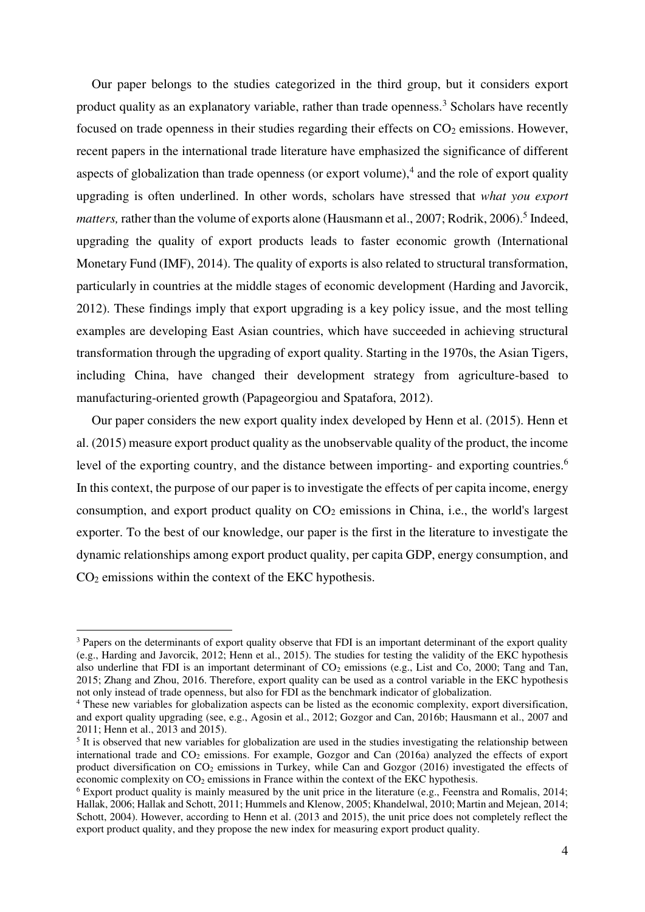Our paper belongs to the studies categorized in the third group, but it considers export product quality as an explanatory variable, rather than trade openness.[3] Scholars have recently focused on trade openness in their studies regarding their effects on $CO_2$ emissions. However, recent papers in the international trade literature have emphasized the significance of different aspects of globalization than trade openness (or export volume),[4] and the role of export quality upgrading is often underlined. In other words, scholars have stressed that *what you export matters,* rather than the volume of exports alone (Hausmann et al., 2007; Rodrik, 2006).[5] Indeed, upgrading the quality of export products leads to faster economic growth (International Monetary Fund (IMF), 2014). The quality of exports is also related to structural transformation, particularly in countries at the middle stages of economic development (Harding and Javorcik, 2012). These findings imply that export upgrading is a key policy issue, and the most telling examples are developing East Asian countries, which have succeeded in achieving structural transformation through the upgrading of export quality. Starting in the 1970s, the Asian Tigers, including China, have changed their development strategy from agriculture-based to manufacturing-oriented growth (Papageorgiou and Spatafora, 2012).

Our paper considers the new export quality index developed by Henn et al. (2015). Henn et al. (2015) measure export product quality as the unobservable quality of the product, the income level of the exporting country, and the distance between importing- and exporting countries.[6] In this context, the purpose of our paper is to investigate the effects of per capita income, energy consumption, and export product quality on $CO_2$ emissions in China, i.e., the world's largest exporter. To the best of our knowledge, our paper is the first in the literature to investigate the dynamic relationships among export product quality, per capita GDP, energy consumption, and $CO_2$ emissions within the context of the EKC hypothesis.

---

[3] Papers on the determinants of export quality observe that FDI is an important determinant of the export quality (e.g., Harding and Javorcik, 2012; Henn et al., 2015). The studies for testing the validity of the EKC hypothesis also underline that FDI is an important determinant of $CO_2$ emissions (e.g., List and Co, 2000; Tang and Tan, 2015; Zhang and Zhou, 2016. Therefore, export quality can be used as a control variable in the EKC hypothesis not only instead of trade openness, but also for FDI as the benchmark indicator of globalization.

[4] These new variables for globalization aspects can be listed as the economic complexity, export diversification, and export quality upgrading (see, e.g., Agosin et al., 2012; Gozgor and Can, 2016b; Hausmann et al., 2007 and 2011; Henn et al., 2013 and 2015).

[5] It is observed that new variables for globalization are used in the studies investigating the relationship between international trade and $CO_2$ emissions. For example, Gozgor and Can (2016a) analyzed the effects of export product diversification on $CO_2$ emissions in Turkey, while Can and Gozgor (2016) investigated the effects of economic complexity on $CO_2$ emissions in France within the context of the EKC hypothesis.

[6] Export product quality is mainly measured by the unit price in the literature (e.g., Feenstra and Romalis, 2014; Hallak, 2006; Hallak and Schott, 2011; Hummels and Klenow, 2005; Khandelwal, 2010; Martin and Mejean, 2014; Schott, 2004). However, according to Henn et al. (2013 and 2015), the unit price does not completely reflect the export product quality, and they propose the new index for measuring export product quality.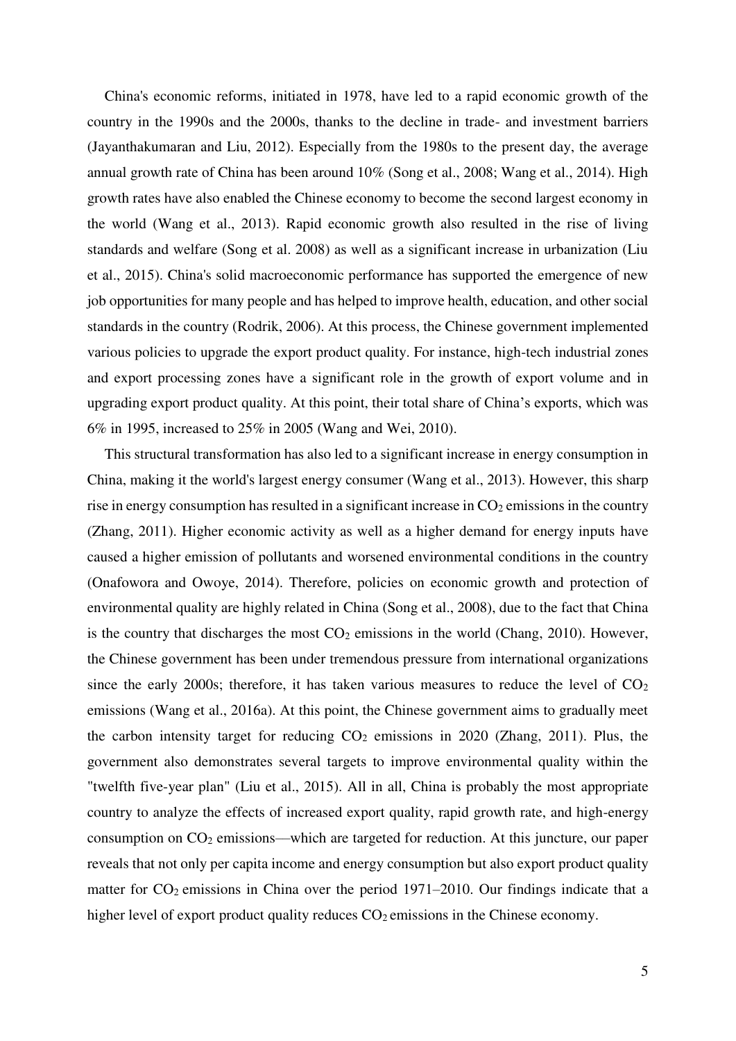China's economic reforms, initiated in 1978, have led to a rapid economic growth of the country in the 1990s and the 2000s, thanks to the decline in trade- and investment barriers (Jayanthakumaran and Liu, 2012). Especially from the 1980s to the present day, the average annual growth rate of China has been around 10% (Song et al., 2008; Wang et al., 2014). High growth rates have also enabled the Chinese economy to become the second largest economy in the world (Wang et al., 2013). Rapid economic growth also resulted in the rise of living standards and welfare (Song et al. 2008) as well as a significant increase in urbanization (Liu et al., 2015). China's solid macroeconomic performance has supported the emergence of new job opportunities for many people and has helped to improve health, education, and other social standards in the country (Rodrik, 2006). At this process, the Chinese government implemented various policies to upgrade the export product quality. For instance, high-tech industrial zones and export processing zones have a significant role in the growth of export volume and in upgrading export product quality. At this point, their total share of China's exports, which was 6% in 1995, increased to 25% in 2005 (Wang and Wei, 2010).

This structural transformation has also led to a significant increase in energy consumption in China, making it the world's largest energy consumer (Wang et al., 2013). However, this sharp rise in energy consumption has resulted in a significant increase in $CO_2$ emissions in the country (Zhang, 2011). Higher economic activity as well as a higher demand for energy inputs have caused a higher emission of pollutants and worsened environmental conditions in the country (Onafowora and Owoye, 2014). Therefore, policies on economic growth and protection of environmental quality are highly related in China (Song et al., 2008), due to the fact that China is the country that discharges the most $CO_2$ emissions in the world (Chang, 2010). However, the Chinese government has been under tremendous pressure from international organizations since the early 2000s; therefore, it has taken various measures to reduce the level of $CO_2$ emissions (Wang et al., 2016a). At this point, the Chinese government aims to gradually meet the carbon intensity target for reducing $CO_2$ emissions in 2020 (Zhang, 2011). Plus, the government also demonstrates several targets to improve environmental quality within the "twelfth five-year plan" (Liu et al., 2015). All in all, China is probably the most appropriate country to analyze the effects of increased export quality, rapid growth rate, and high-energy consumption on $CO_2$ emissions—which are targeted for reduction. At this juncture, our paper reveals that not only per capita income and energy consumption but also export product quality matter for $CO_2$ emissions in China over the period 1971–2010. Our findings indicate that a higher level of export product quality reduces $CO_2$ emissions in the Chinese economy.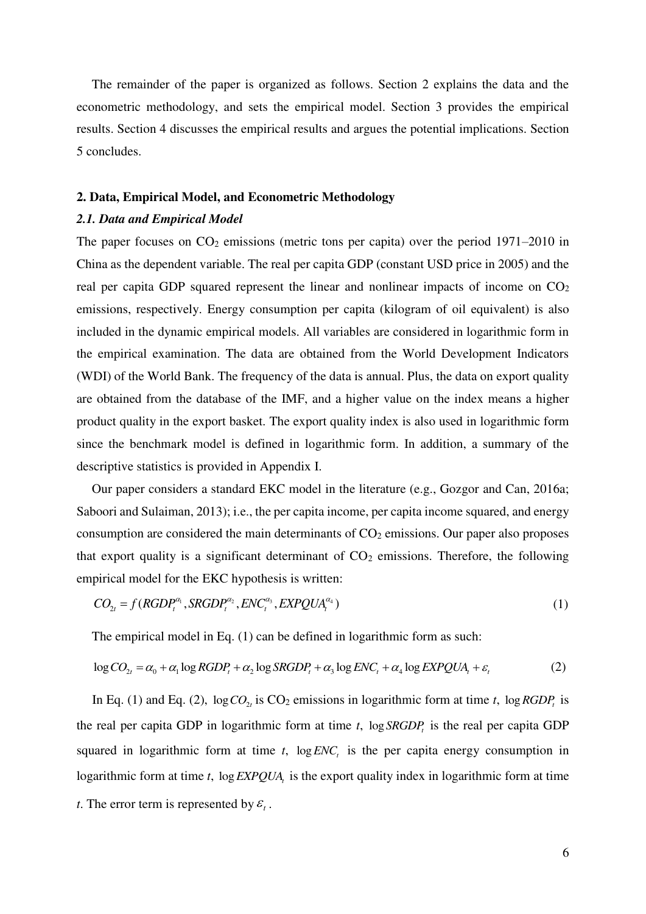The remainder of the paper is organized as follows. Section 2 explains the data and the econometric methodology, and sets the empirical model. Section 3 provides the empirical results. Section 4 discusses the empirical results and argues the potential implications. Section 5 concludes.

## 2. Data, Empirical Model, and Econometric Methodology

### *2.1. Data and Empirical Model*

The paper focuses on $CO_2$ emissions (metric tons per capita) over the period 1971–2010 in China as the dependent variable. The real per capita GDP (constant USD price in 2005) and the real per capita GDP squared represent the linear and nonlinear impacts of income on $CO_2$ emissions, respectively. Energy consumption per capita (kilogram of oil equivalent) is also included in the dynamic empirical models. All variables are considered in logarithmic form in the empirical examination. The data are obtained from the World Development Indicators (WDI) of the World Bank. The frequency of the data is annual. Plus, the data on export quality are obtained from the database of the IMF, and a higher value on the index means a higher product quality in the export basket. The export quality index is also used in logarithmic form since the benchmark model is defined in logarithmic form. In addition, a summary of the descriptive statistics is provided in Appendix I.

Our paper considers a standard EKC model in the literature (e.g., Gozgor and Can, 2016a; Saboori and Sulaiman, 2013); i.e., the per capita income, per capita income squared, and energy consumption are considered the main determinants of $CO_2$ emissions. Our paper also proposes that export quality is a significant determinant of $CO_2$ emissions. Therefore, the following empirical model for the EKC hypothesis is written:

$$CO_{2t} = f(RGDP_t^{\alpha_1}, SRGDP_t^{\alpha_2}, ENC_t^{\alpha_3}, EXPQUA_t^{\alpha_4}) \tag{1}$$

The empirical model in Eq. (1) can be defined in logarithmic form as such:

$$\log CO_{2t} = \alpha_0 + \alpha_1 \log RGDP_t + \alpha_2 \log SRGDP_t + \alpha_3 \log ENC_t + \alpha_4 \log EXPQUA_t + \varepsilon_t \tag{2}$$

In Eq. (1) and Eq. (2), $\log CO_{2t}$ is $CO_2$ emissions in logarithmic form at time *t*, $\log RGDP_t$ is the real per capita GDP in logarithmic form at time *t*, $\log SRGDP_t$ is the real per capita GDP squared in logarithmic form at time *t*, $\log ENC_t$ is the per capita energy consumption in logarithmic form at time *t*, $\log EXPQUA_t$ is the export quality index in logarithmic form at time *t*. The error term is represented by $\varepsilon_t$.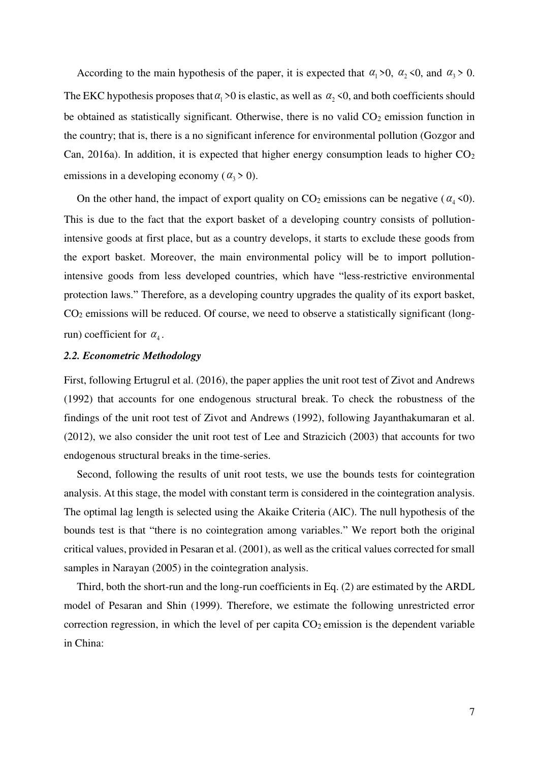According to the main hypothesis of the paper, it is expected that $\alpha_1 > 0$, $\alpha_2 < 0$, and $\alpha_3 > 0$. The EKC hypothesis proposes that $\alpha_1 > 0$ is elastic, as well as $\alpha_2 < 0$, and both coefficients should be obtained as statistically significant. Otherwise, there is no valid $CO_2$ emission function in the country; that is, there is a no significant inference for environmental pollution (Gozgor and Can, 2016a). In addition, it is expected that higher energy consumption leads to higher $CO_2$ emissions in a developing economy ($\alpha_3 > 0$).

On the other hand, the impact of export quality on $CO_2$ emissions can be negative ($\alpha_4 < 0$). This is due to the fact that the export basket of a developing country consists of pollution-intensive goods at first place, but as a country develops, it starts to exclude these goods from the export basket. Moreover, the main environmental policy will be to import pollution-intensive goods from less developed countries, which have "less-restrictive environmental protection laws." Therefore, as a developing country upgrades the quality of its export basket, $CO_2$ emissions will be reduced. Of course, we need to observe a statistically significant (long-run) coefficient for $\alpha_4$.

### *2.2. Econometric Methodology*

First, following Ertugrul et al. (2016), the paper applies the unit root test of Zivot and Andrews (1992) that accounts for one endogenous structural break. To check the robustness of the findings of the unit root test of Zivot and Andrews (1992), following Jayanthakumaran et al. (2012), we also consider the unit root test of Lee and Strazicich (2003) that accounts for two endogenous structural breaks in the time-series.

Second, following the results of unit root tests, we use the bounds tests for cointegration analysis. At this stage, the model with constant term is considered in the cointegration analysis. The optimal lag length is selected using the Akaike Criteria (AIC). The null hypothesis of the bounds test is that "there is no cointegration among variables." We report both the original critical values, provided in Pesaran et al. (2001), as well as the critical values corrected for small samples in Narayan (2005) in the cointegration analysis.

Third, both the short-run and the long-run coefficients in Eq. (2) are estimated by the ARDL model of Pesaran and Shin (1999). Therefore, we estimate the following unrestricted error correction regression, in which the level of per capita $CO_2$ emission is the dependent variable in China: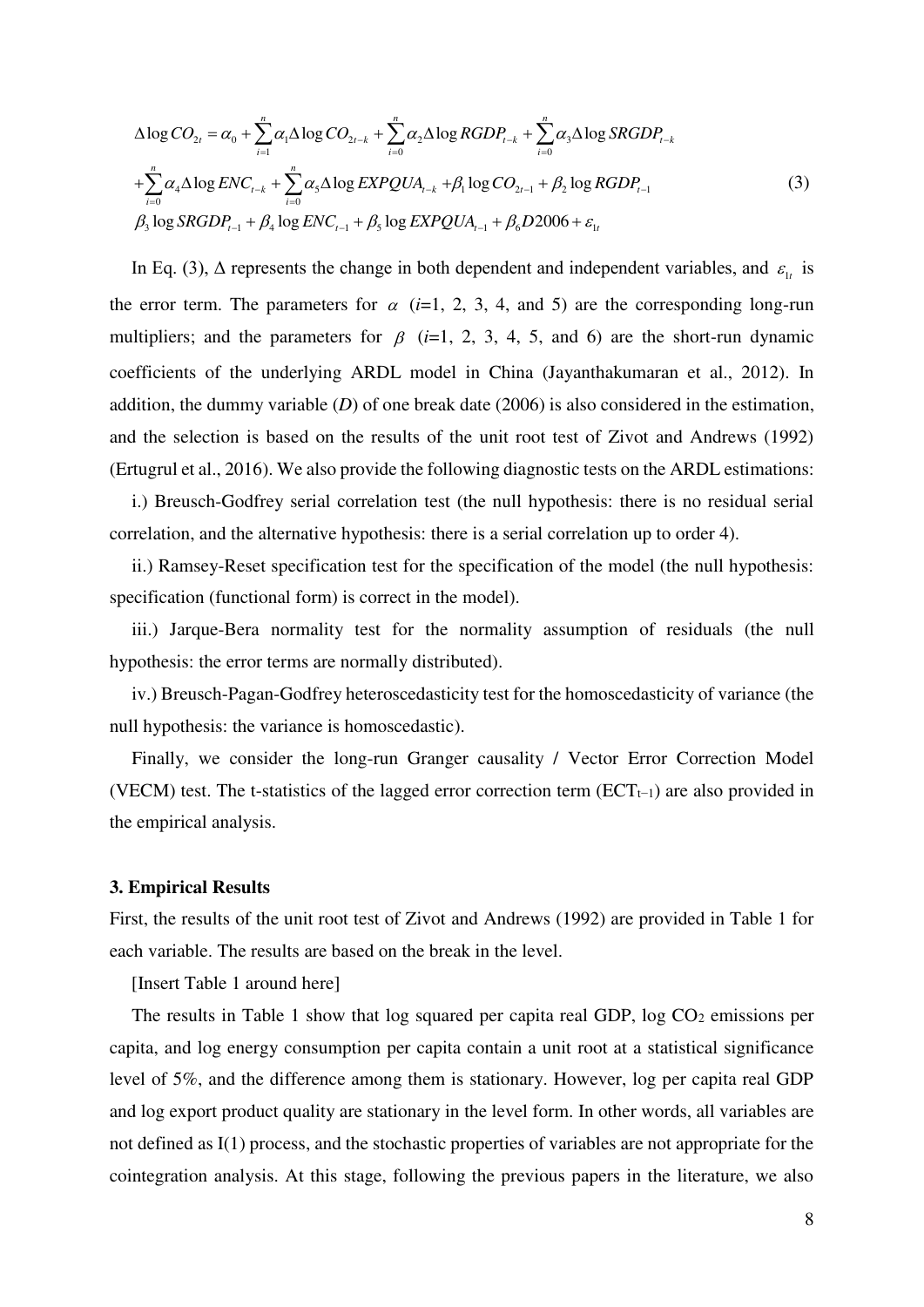$$
\begin{aligned}
\Delta \log CO_{2t} &= \alpha_0 + \sum_{i=1}^{n} \alpha_1 \Delta \log CO_{2t-k} + \sum_{i=0}^{n} \alpha_2 \Delta \log RGDP_{t-k} + \sum_{i=0}^{n} \alpha_3 \Delta \log SRGDP_{t-k} \\
&+ \sum_{i=0}^{n} \alpha_4 \Delta \log ENC_{t-k} + \sum_{i=0}^{n} \alpha_5 \Delta \log EXPQUA_{t-k} + \beta_1 \log CO_{2t-1} + \beta_2 \log RGDP_{t-1} \\
&\beta_3 \log SRGDP_{t-1} + \beta_4 \log ENC_{t-1} + \beta_5 \log EXPQUA_{t-1} + \beta_6 D2006 + \varepsilon_{1t}
\end{aligned} \tag{3}
$$

In Eq. (3), $\Delta$ represents the change in both dependent and independent variables, and $\varepsilon_{1t}$ is the error term. The parameters for $\alpha$ ($i$=1, 2, 3, 4, and 5) are the corresponding long-run multipliers; and the parameters for $\beta$ ($i$=1, 2, 3, 4, 5, and 6) are the short-run dynamic coefficients of the underlying ARDL model in China (Jayanthakumaran et al., 2012). In addition, the dummy variable ($D$) of one break date (2006) is also considered in the estimation, and the selection is based on the results of the unit root test of Zivot and Andrews (1992) (Ertugrul et al., 2016). We also provide the following diagnostic tests on the ARDL estimations:

i.) Breusch-Godfrey serial correlation test (the null hypothesis: there is no residual serial correlation, and the alternative hypothesis: there is a serial correlation up to order 4).

ii.) Ramsey-Reset specification test for the specification of the model (the null hypothesis: specification (functional form) is correct in the model).

iii.) Jarque-Bera normality test for the normality assumption of residuals (the null hypothesis: the error terms are normally distributed).

iv.) Breusch-Pagan-Godfrey heteroscedasticity test for the homoscedasticity of variance (the null hypothesis: the variance is homoscedastic).

Finally, we consider the long-run Granger causality / Vector Error Correction Model (VECM) test. The t-statistics of the lagged error correction term ($ECT_{t-1}$) are also provided in the empirical analysis.

### 3. Empirical Results

First, the results of the unit root test of Zivot and Andrews (1992) are provided in Table 1 for each variable. The results are based on the break in the level.

[Insert Table 1 around here]

The results in Table 1 show that log squared per capita real GDP, log $CO_2$ emissions per capita, and log energy consumption per capita contain a unit root at a statistical significance level of 5%, and the difference among them is stationary. However, log per capita real GDP and log export product quality are stationary in the level form. In other words, all variables are not defined as I(1) process, and the stochastic properties of variables are not appropriate for the cointegration analysis. At this stage, following the previous papers in the literature, we also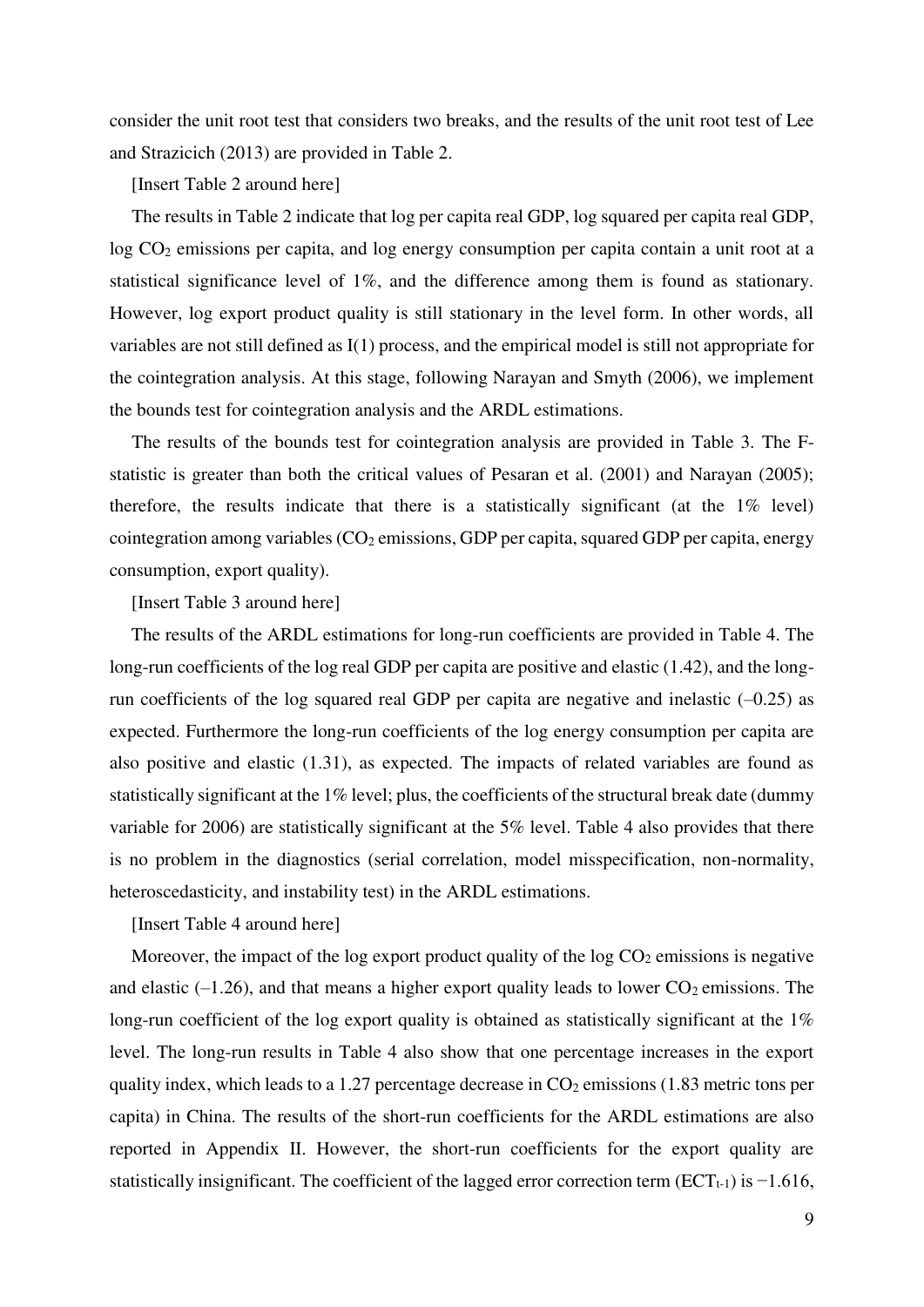consider the unit root test that considers two breaks, and the results of the unit root test of Lee and Strazicich (2013) are provided in Table 2.

[Insert Table 2 around here]

The results in Table 2 indicate that log per capita real GDP, log squared per capita real GDP, log $CO_2$ emissions per capita, and log energy consumption per capita contain a unit root at a statistical significance level of 1%, and the difference among them is found as stationary. However, log export product quality is still stationary in the level form. In other words, all variables are not still defined as I(1) process, and the empirical model is still not appropriate for the cointegration analysis. At this stage, following Narayan and Smyth (2006), we implement the bounds test for cointegration analysis and the ARDL estimations.

The results of the bounds test for cointegration analysis are provided in Table 3. The F-statistic is greater than both the critical values of Pesaran et al. (2001) and Narayan (2005); therefore, the results indicate that there is a statistically significant (at the 1% level) cointegration among variables ($CO_2$ emissions, GDP per capita, squared GDP per capita, energy consumption, export quality).

[Insert Table 3 around here]

The results of the ARDL estimations for long-run coefficients are provided in Table 4. The long-run coefficients of the log real GDP per capita are positive and elastic (1.42), and the long-run coefficients of the log squared real GDP per capita are negative and inelastic (–0.25) as expected. Furthermore the long-run coefficients of the log energy consumption per capita are also positive and elastic (1.31), as expected. The impacts of related variables are found as statistically significant at the 1% level; plus, the coefficients of the structural break date (dummy variable for 2006) are statistically significant at the 5% level. Table 4 also provides that there is no problem in the diagnostics (serial correlation, model misspecification, non-normality, heteroscedasticity, and instability test) in the ARDL estimations.

[Insert Table 4 around here]

Moreover, the impact of the log export product quality of the log $CO_2$ emissions is negative and elastic (–1.26), and that means a higher export quality leads to lower $CO_2$ emissions. The long-run coefficient of the log export quality is obtained as statistically significant at the 1% level. The long-run results in Table 4 also show that one percentage increases in the export quality index, which leads to a 1.27 percentage decrease in $CO_2$ emissions (1.83 metric tons per capita) in China. The results of the short-run coefficients for the ARDL estimations are also reported in Appendix II. However, the short-run coefficients for the export quality are statistically insignificant. The coefficient of the lagged error correction term ($ECT_{t-1}$) is −1.616,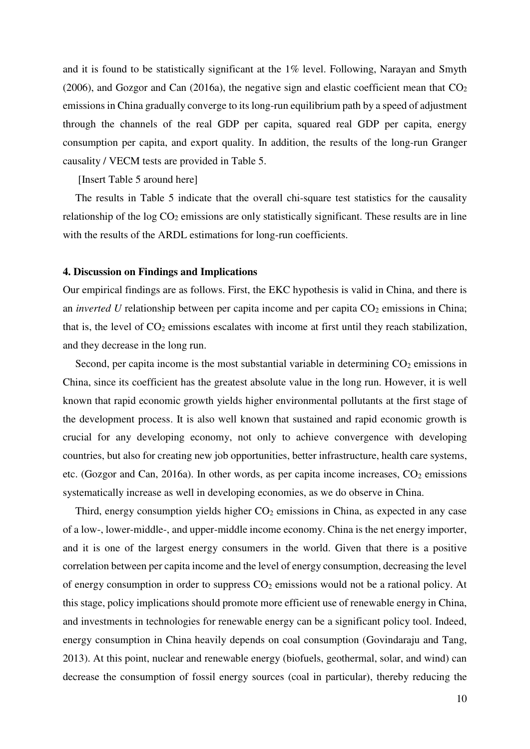and it is found to be statistically significant at the 1% level. Following, Narayan and Smyth (2006), and Gozgor and Can (2016a), the negative sign and elastic coefficient mean that $CO_2$ emissions in China gradually converge to its long-run equilibrium path by a speed of adjustment through the channels of the real GDP per capita, squared real GDP per capita, energy consumption per capita, and export quality. In addition, the results of the long-run Granger causality / VECM tests are provided in Table 5.

[Insert Table 5 around here]

The results in Table 5 indicate that the overall chi-square test statistics for the causality relationship of the log $CO_2$ emissions are only statistically significant. These results are in line with the results of the ARDL estimations for long-run coefficients.

## 4. Discussion on Findings and Implications

Our empirical findings are as follows. First, the EKC hypothesis is valid in China, and there is an *inverted U* relationship between per capita income and per capita $CO_2$ emissions in China; that is, the level of $CO_2$ emissions escalates with income at first until they reach stabilization, and they decrease in the long run.

Second, per capita income is the most substantial variable in determining $CO_2$ emissions in China, since its coefficient has the greatest absolute value in the long run. However, it is well known that rapid economic growth yields higher environmental pollutants at the first stage of the development process. It is also well known that sustained and rapid economic growth is crucial for any developing economy, not only to achieve convergence with developing countries, but also for creating new job opportunities, better infrastructure, health care systems, etc. (Gozgor and Can, 2016a). In other words, as per capita income increases, $CO_2$ emissions systematically increase as well in developing economies, as we do observe in China.

Third, energy consumption yields higher $CO_2$ emissions in China, as expected in any case of a low-, lower-middle-, and upper-middle income economy. China is the net energy importer, and it is one of the largest energy consumers in the world. Given that there is a positive correlation between per capita income and the level of energy consumption, decreasing the level of energy consumption in order to suppress $CO_2$ emissions would not be a rational policy. At this stage, policy implications should promote more efficient use of renewable energy in China, and investments in technologies for renewable energy can be a significant policy tool. Indeed, energy consumption in China heavily depends on coal consumption (Govindaraju and Tang, 2013). At this point, nuclear and renewable energy (biofuels, geothermal, solar, and wind) can decrease the consumption of fossil energy sources (coal in particular), thereby reducing the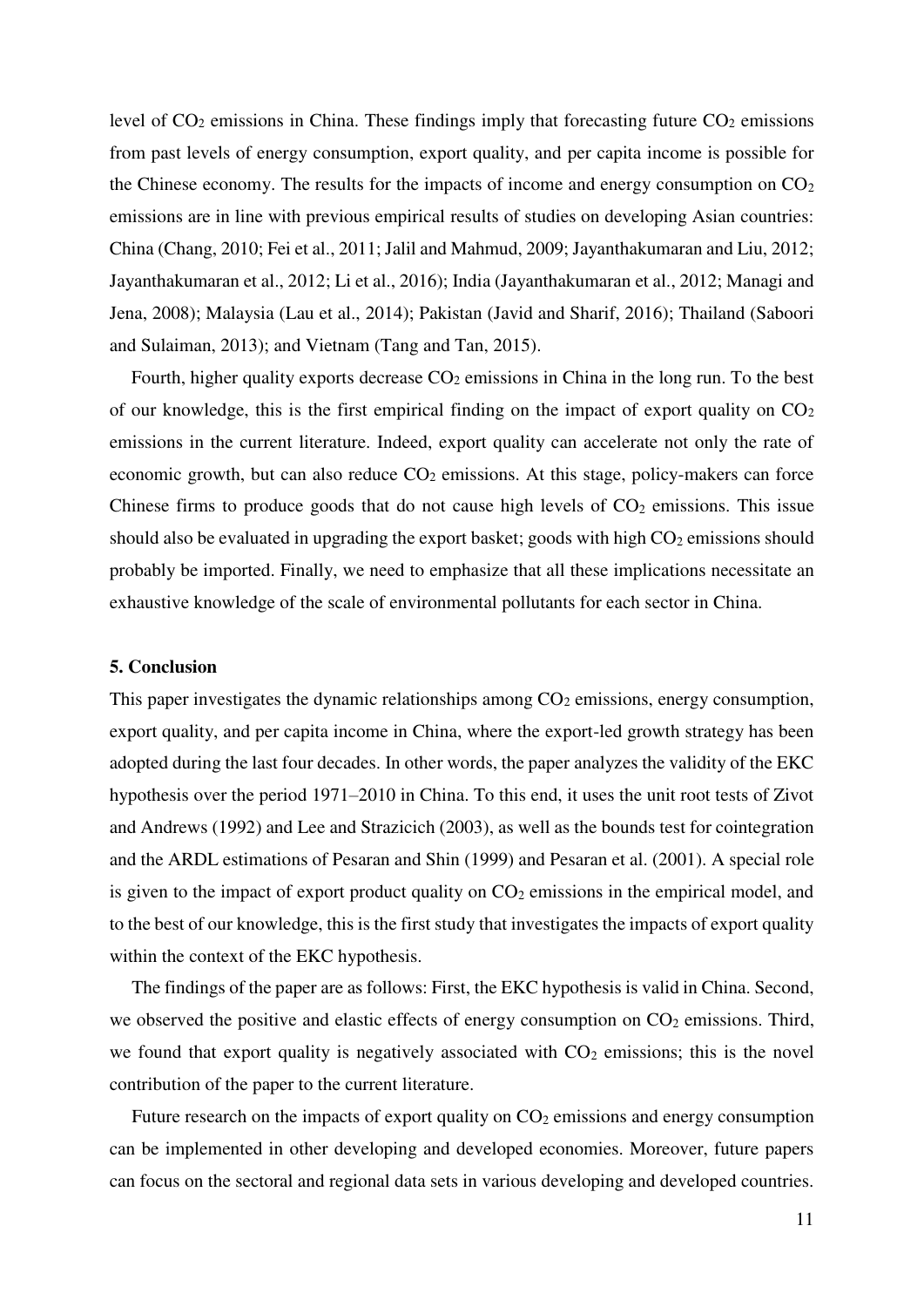level of $CO_2$ emissions in China. These findings imply that forecasting future $CO_2$ emissions from past levels of energy consumption, export quality, and per capita income is possible for the Chinese economy. The results for the impacts of income and energy consumption on $CO_2$ emissions are in line with previous empirical results of studies on developing Asian countries: China (Chang, 2010; Fei et al., 2011; Jalil and Mahmud, 2009; Jayanthakumaran and Liu, 2012; Jayanthakumaran et al., 2012; Li et al., 2016); India (Jayanthakumaran et al., 2012; Managi and Jena, 2008); Malaysia (Lau et al., 2014); Pakistan (Javid and Sharif, 2016); Thailand (Saboori and Sulaiman, 2013); and Vietnam (Tang and Tan, 2015).

Fourth, higher quality exports decrease $CO_2$ emissions in China in the long run. To the best of our knowledge, this is the first empirical finding on the impact of export quality on $CO_2$ emissions in the current literature. Indeed, export quality can accelerate not only the rate of economic growth, but can also reduce $CO_2$ emissions. At this stage, policy-makers can force Chinese firms to produce goods that do not cause high levels of $CO_2$ emissions. This issue should also be evaluated in upgrading the export basket; goods with high $CO_2$ emissions should probably be imported. Finally, we need to emphasize that all these implications necessitate an exhaustive knowledge of the scale of environmental pollutants for each sector in China.

## 5. Conclusion

This paper investigates the dynamic relationships among $CO_2$ emissions, energy consumption, export quality, and per capita income in China, where the export-led growth strategy has been adopted during the last four decades. In other words, the paper analyzes the validity of the EKC hypothesis over the period 1971–2010 in China. To this end, it uses the unit root tests of Zivot and Andrews (1992) and Lee and Strazicich (2003), as well as the bounds test for cointegration and the ARDL estimations of Pesaran and Shin (1999) and Pesaran et al. (2001). A special role is given to the impact of export product quality on $CO_2$ emissions in the empirical model, and to the best of our knowledge, this is the first study that investigates the impacts of export quality within the context of the EKC hypothesis.

The findings of the paper are as follows: First, the EKC hypothesis is valid in China. Second, we observed the positive and elastic effects of energy consumption on $CO_2$ emissions. Third, we found that export quality is negatively associated with $CO_2$ emissions; this is the novel contribution of the paper to the current literature.

Future research on the impacts of export quality on $CO_2$ emissions and energy consumption can be implemented in other developing and developed economies. Moreover, future papers can focus on the sectoral and regional data sets in various developing and developed countries.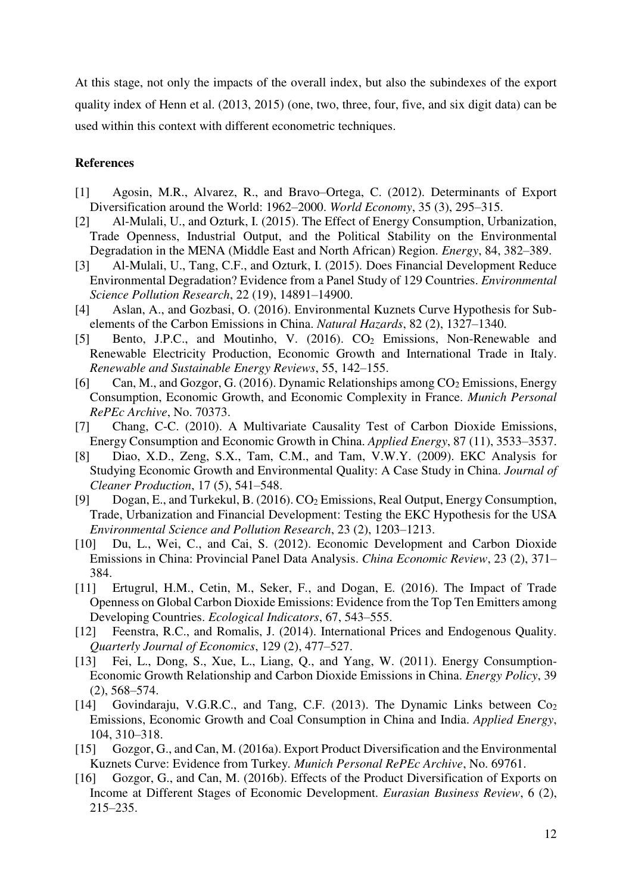At this stage, not only the impacts of the overall index, but also the subindexes of the export quality index of Henn et al. (2013, 2015) (one, two, three, four, five, and six digit data) can be used within this context with different econometric techniques.

**References**

[1] Agosin, M.R., Alvarez, R., and Bravo–Ortega, C. (2012). Determinants of Export Diversification around the World: 1962–2000. *World Economy*, 35 (3), 295–315.

[2] Al-Mulali, U., and Ozturk, I. (2015). The Effect of Energy Consumption, Urbanization, Trade Openness, Industrial Output, and the Political Stability on the Environmental Degradation in the MENA (Middle East and North African) Region. *Energy*, 84, 382–389.

[3] Al-Mulali, U., Tang, C.F., and Ozturk, I. (2015). Does Financial Development Reduce Environmental Degradation? Evidence from a Panel Study of 129 Countries. *Environmental Science Pollution Research*, 22 (19), 14891–14900.

[4] Aslan, A., and Gozbasi, O. (2016). Environmental Kuznets Curve Hypothesis for Sub-elements of the Carbon Emissions in China. *Natural Hazards*, 82 (2), 1327–1340.

[5] Bento, J.P.C., and Moutinho, V. (2016). $CO_2$ Emissions, Non-Renewable and Renewable Electricity Production, Economic Growth and International Trade in Italy. *Renewable and Sustainable Energy Reviews*, 55, 142–155.

[6] Can, M., and Gozgor, G. (2016). Dynamic Relationships among $CO_2$ Emissions, Energy Consumption, Economic Growth, and Economic Complexity in France. *Munich Personal RePEc Archive*, No. 70373.

[7] Chang, C-C. (2010). A Multivariate Causality Test of Carbon Dioxide Emissions, Energy Consumption and Economic Growth in China. *Applied Energy*, 87 (11), 3533–3537.

[8] Diao, X.D., Zeng, S.X., Tam, C.M., and Tam, V.W.Y. (2009). EKC Analysis for Studying Economic Growth and Environmental Quality: A Case Study in China. *Journal of Cleaner Production*, 17 (5), 541–548.

[9] Dogan, E., and Turkekul, B. (2016). $CO_2$ Emissions, Real Output, Energy Consumption, Trade, Urbanization and Financial Development: Testing the EKC Hypothesis for the USA *Environmental Science and Pollution Research*, 23 (2), 1203–1213.

[10] Du, L., Wei, C., and Cai, S. (2012). Economic Development and Carbon Dioxide Emissions in China: Provincial Panel Data Analysis. *China Economic Review*, 23 (2), 371–384.

[11] Ertugrul, H.M., Cetin, M., Seker, F., and Dogan, E. (2016). The Impact of Trade Openness on Global Carbon Dioxide Emissions: Evidence from the Top Ten Emitters among Developing Countries. *Ecological Indicators*, 67, 543–555.

[12] Feenstra, R.C., and Romalis, J. (2014). International Prices and Endogenous Quality. *Quarterly Journal of Economics*, 129 (2), 477–527.

[13] Fei, L., Dong, S., Xue, L., Liang, Q., and Yang, W. (2011). Energy Consumption-Economic Growth Relationship and Carbon Dioxide Emissions in China. *Energy Policy*, 39 (2), 568–574.

[14] Govindaraju, V.G.R.C., and Tang, C.F. (2013). The Dynamic Links between $Co_2$ Emissions, Economic Growth and Coal Consumption in China and India. *Applied Energy*, 104, 310–318.

[15] Gozgor, G., and Can, M. (2016a). Export Product Diversification and the Environmental Kuznets Curve: Evidence from Turkey. *Munich Personal RePEc Archive*, No. 69761.

[16] Gozgor, G., and Can, M. (2016b). Effects of the Product Diversification of Exports on Income at Different Stages of Economic Development. *Eurasian Business Review*, 6 (2), 215–235.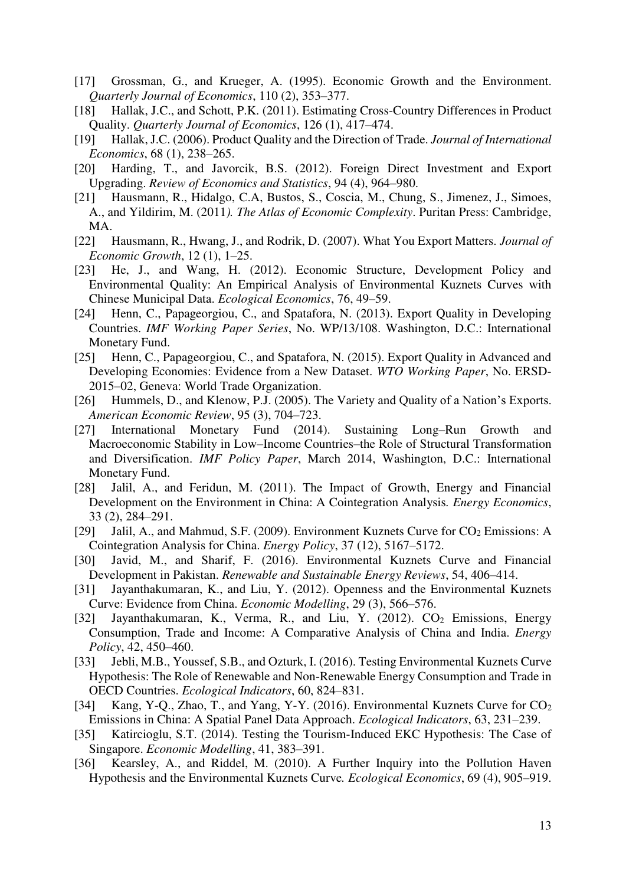[17] Grossman, G., and Krueger, A. (1995). Economic Growth and the Environment. *Quarterly Journal of Economics*, 110 (2), 353–377.

[18] Hallak, J.C., and Schott, P.K. (2011). Estimating Cross-Country Differences in Product Quality. *Quarterly Journal of Economics*, 126 (1), 417–474.

[19] Hallak, J.C. (2006). Product Quality and the Direction of Trade. *Journal of International Economics*, 68 (1), 238–265.

[20] Harding, T., and Javorcik, B.S. (2012). Foreign Direct Investment and Export Upgrading. *Review of Economics and Statistics*, 94 (4), 964–980.

[21] Hausmann, R., Hidalgo, C.A, Bustos, S., Coscia, M., Chung, S., Jimenez, J., Simoes, A., and Yildirim, M. (2011*). The Atlas of Economic Complexity*. Puritan Press: Cambridge, MA.

[22] Hausmann, R., Hwang, J., and Rodrik, D. (2007). What You Export Matters. *Journal of Economic Growth*, 12 (1), 1–25.

[23] He, J., and Wang, H. (2012). Economic Structure, Development Policy and Environmental Quality: An Empirical Analysis of Environmental Kuznets Curves with Chinese Municipal Data. *Ecological Economics*, 76, 49–59.

[24] Henn, C., Papageorgiou, C., and Spatafora, N. (2013). Export Quality in Developing Countries. *IMF Working Paper Series*, No. WP/13/108. Washington, D.C.: International Monetary Fund.

[25] Henn, C., Papageorgiou, C., and Spatafora, N. (2015). Export Quality in Advanced and Developing Economies: Evidence from a New Dataset. *WTO Working Paper*, No. ERSD-2015–02, Geneva: World Trade Organization.

[26] Hummels, D., and Klenow, P.J. (2005). The Variety and Quality of a Nation's Exports. *American Economic Review*, 95 (3), 704–723.

[27] International Monetary Fund (2014). Sustaining Long–Run Growth and Macroeconomic Stability in Low–Income Countries–the Role of Structural Transformation and Diversification. *IMF Policy Paper*, March 2014, Washington, D.C.: International Monetary Fund.

[28] Jalil, A., and Feridun, M. (2011). The Impact of Growth, Energy and Financial Development on the Environment in China: A Cointegration Analysis*. Energy Economics*, 33 (2), 284–291.

[29] Jalil, A., and Mahmud, S.F. (2009). Environment Kuznets Curve for $CO_2$ Emissions: A Cointegration Analysis for China. *Energy Policy*, 37 (12), 5167–5172.

[30] Javid, M., and Sharif, F. (2016). Environmental Kuznets Curve and Financial Development in Pakistan. *Renewable and Sustainable Energy Reviews*, 54, 406–414.

[31] Jayanthakumaran, K., and Liu, Y. (2012). Openness and the Environmental Kuznets Curve: Evidence from China. *Economic Modelling*, 29 (3), 566–576.

[32] Jayanthakumaran, K., Verma, R., and Liu, Y. (2012). $CO_2$ Emissions, Energy Consumption, Trade and Income: A Comparative Analysis of China and India. *Energy Policy*, 42, 450–460.

[33] Jebli, M.B., Youssef, S.B., and Ozturk, I. (2016). Testing Environmental Kuznets Curve Hypothesis: The Role of Renewable and Non-Renewable Energy Consumption and Trade in OECD Countries. *Ecological Indicators*, 60, 824–831.

[34] Kang, Y-Q., Zhao, T., and Yang, Y-Y. (2016). Environmental Kuznets Curve for $CO_2$ Emissions in China: A Spatial Panel Data Approach. *Ecological Indicators*, 63, 231–239.

[35] Katircioglu, S.T. (2014). Testing the Tourism-Induced EKC Hypothesis: The Case of Singapore. *Economic Modelling*, 41, 383–391.

[36] Kearsley, A., and Riddel, M. (2010). A Further Inquiry into the Pollution Haven Hypothesis and the Environmental Kuznets Curve*. Ecological Economics*, 69 (4), 905–919.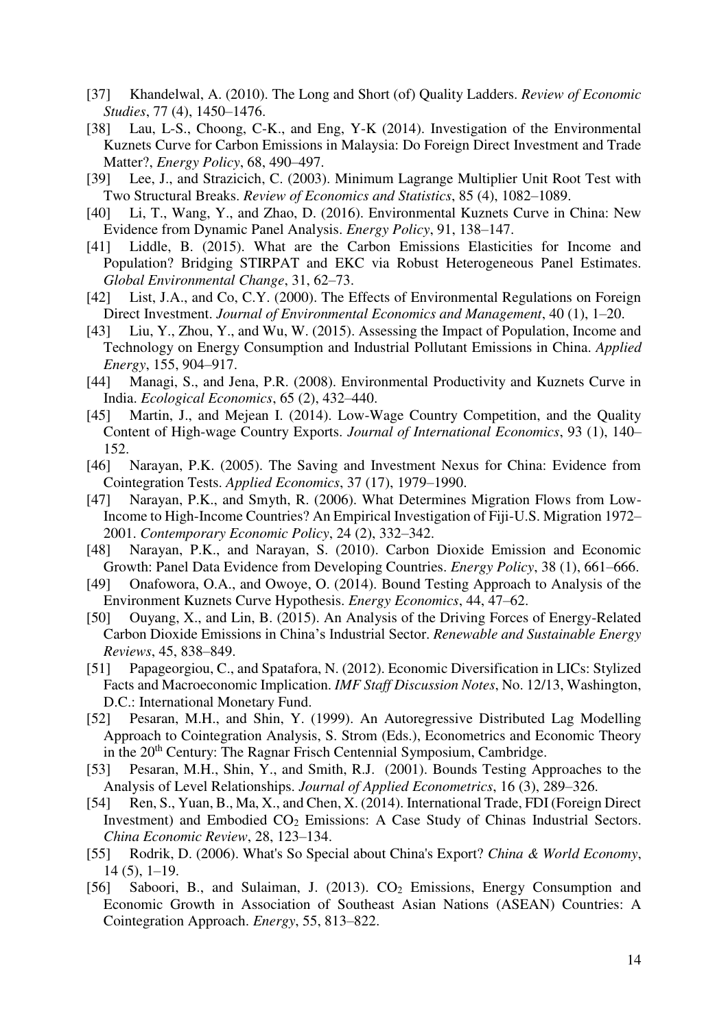[37] Khandelwal, A. (2010). The Long and Short (of) Quality Ladders. *Review of Economic Studies*, 77 (4), 1450–1476.

[38] Lau, L-S., Choong, C-K., and Eng, Y-K (2014). Investigation of the Environmental Kuznets Curve for Carbon Emissions in Malaysia: Do Foreign Direct Investment and Trade Matter?, *Energy Policy*, 68, 490–497.

[39] Lee, J., and Strazicich, C. (2003). Minimum Lagrange Multiplier Unit Root Test with Two Structural Breaks. *Review of Economics and Statistics*, 85 (4), 1082–1089.

[40] Li, T., Wang, Y., and Zhao, D. (2016). Environmental Kuznets Curve in China: New Evidence from Dynamic Panel Analysis. *Energy Policy*, 91, 138–147.

[41] Liddle, B. (2015). What are the Carbon Emissions Elasticities for Income and Population? Bridging STIRPAT and EKC via Robust Heterogeneous Panel Estimates. *Global Environmental Change*, 31, 62–73.

[42] List, J.A., and Co, C.Y. (2000). The Effects of Environmental Regulations on Foreign Direct Investment. *Journal of Environmental Economics and Management*, 40 (1), 1–20.

[43] Liu, Y., Zhou, Y., and Wu, W. (2015). Assessing the Impact of Population, Income and Technology on Energy Consumption and Industrial Pollutant Emissions in China. *Applied Energy*, 155, 904–917.

[44] Managi, S., and Jena, P.R. (2008). Environmental Productivity and Kuznets Curve in India. *Ecological Economics*, 65 (2), 432–440.

[45] Martin, J., and Mejean I. (2014). Low-Wage Country Competition, and the Quality Content of High-wage Country Exports. *Journal of International Economics*, 93 (1), 140–152.

[46] Narayan, P.K. (2005). The Saving and Investment Nexus for China: Evidence from Cointegration Tests. *Applied Economics*, 37 (17), 1979–1990.

[47] Narayan, P.K., and Smyth, R. (2006). What Determines Migration Flows from Low-Income to High-Income Countries? An Empirical Investigation of Fiji-U.S. Migration 1972–2001. *Contemporary Economic Policy*, 24 (2), 332–342.

[48] Narayan, P.K., and Narayan, S. (2010). Carbon Dioxide Emission and Economic Growth: Panel Data Evidence from Developing Countries. *Energy Policy*, 38 (1), 661–666.

[49] Onafowora, O.A., and Owoye, O. (2014). Bound Testing Approach to Analysis of the Environment Kuznets Curve Hypothesis. *Energy Economics*, 44, 47–62.

[50] Ouyang, X., and Lin, B. (2015). An Analysis of the Driving Forces of Energy-Related Carbon Dioxide Emissions in China's Industrial Sector. *Renewable and Sustainable Energy Reviews*, 45, 838–849.

[51] Papageorgiou, C., and Spatafora, N. (2012). Economic Diversification in LICs: Stylized Facts and Macroeconomic Implication. *IMF Staff Discussion Notes*, No. 12/13, Washington, D.C.: International Monetary Fund.

[52] Pesaran, M.H., and Shin, Y. (1999). An Autoregressive Distributed Lag Modelling Approach to Cointegration Analysis, S. Strom (Eds.), Econometrics and Economic Theory in the 20th Century: The Ragnar Frisch Centennial Symposium, Cambridge.

[53] Pesaran, M.H., Shin, Y., and Smith, R.J. (2001). Bounds Testing Approaches to the Analysis of Level Relationships. *Journal of Applied Econometrics*, 16 (3), 289–326.

[54] Ren, S., Yuan, B., Ma, X., and Chen, X. (2014). International Trade, FDI (Foreign Direct Investment) and Embodied $CO_2$ Emissions: A Case Study of Chinas Industrial Sectors. *China Economic Review*, 28, 123–134.

[55] Rodrik, D. (2006). What's So Special about China's Export? *China & World Economy*, 14 (5), 1–19.

[56] Saboori, B., and Sulaiman, J. (2013). $CO_2$ Emissions, Energy Consumption and Economic Growth in Association of Southeast Asian Nations (ASEAN) Countries: A Cointegration Approach. *Energy*, 55, 813–822.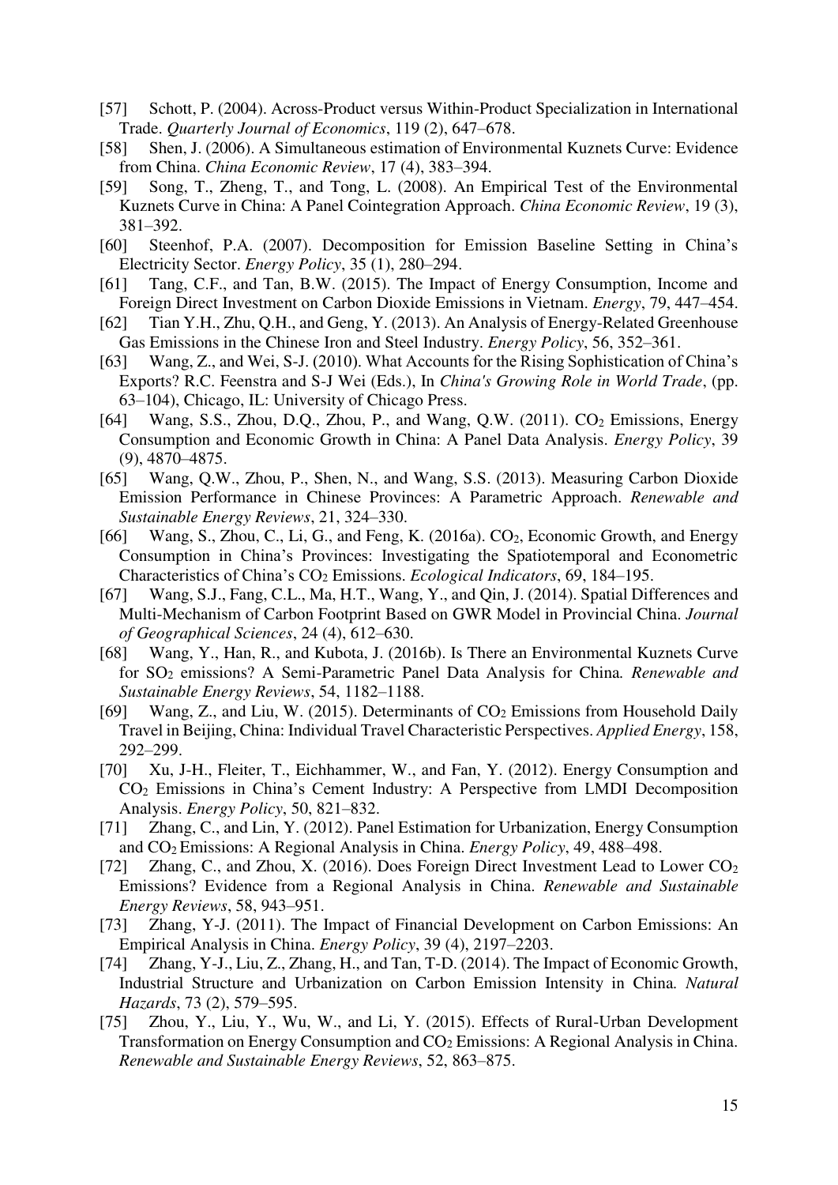[57] Schott, P. (2004). Across-Product versus Within-Product Specialization in International Trade. *Quarterly Journal of Economics*, 119 (2), 647–678.

[58] Shen, J. (2006). A Simultaneous estimation of Environmental Kuznets Curve: Evidence from China. *China Economic Review*, 17 (4), 383–394.

[59] Song, T., Zheng, T., and Tong, L. (2008). An Empirical Test of the Environmental Kuznets Curve in China: A Panel Cointegration Approach. *China Economic Review*, 19 (3), 381–392.

[60] Steenhof, P.A. (2007). Decomposition for Emission Baseline Setting in China's Electricity Sector. *Energy Policy*, 35 (1), 280–294.

[61] Tang, C.F., and Tan, B.W. (2015). The Impact of Energy Consumption, Income and Foreign Direct Investment on Carbon Dioxide Emissions in Vietnam. *Energy*, 79, 447–454.

[62] Tian Y.H., Zhu, Q.H., and Geng, Y. (2013). An Analysis of Energy-Related Greenhouse Gas Emissions in the Chinese Iron and Steel Industry. *Energy Policy*, 56, 352–361.

[63] Wang, Z., and Wei, S-J. (2010). What Accounts for the Rising Sophistication of China's Exports? R.C. Feenstra and S-J Wei (Eds.), In *China's Growing Role in World Trade*, (pp. 63–104), Chicago, IL: University of Chicago Press.

[64] Wang, S.S., Zhou, D.Q., Zhou, P., and Wang, Q.W. (2011). $CO_2$ Emissions, Energy Consumption and Economic Growth in China: A Panel Data Analysis. *Energy Policy*, 39 (9), 4870–4875.

[65] Wang, Q.W., Zhou, P., Shen, N., and Wang, S.S. (2013). Measuring Carbon Dioxide Emission Performance in Chinese Provinces: A Parametric Approach. *Renewable and Sustainable Energy Reviews*, 21, 324–330.

[66] Wang, S., Zhou, C., Li, G., and Feng, K. (2016a). $CO_2$, Economic Growth, and Energy Consumption in China's Provinces: Investigating the Spatiotemporal and Econometric Characteristics of China's $CO_2$ Emissions. *Ecological Indicators*, 69, 184–195.

[67] Wang, S.J., Fang, C.L., Ma, H.T., Wang, Y., and Qin, J. (2014). Spatial Differences and Multi-Mechanism of Carbon Footprint Based on GWR Model in Provincial China. *Journal of Geographical Sciences*, 24 (4), 612–630.

[68] Wang, Y., Han, R., and Kubota, J. (2016b). Is There an Environmental Kuznets Curve for $SO_2$ emissions? A Semi-Parametric Panel Data Analysis for China. *Renewable and Sustainable Energy Reviews*, 54, 1182–1188.

[69] Wang, Z., and Liu, W. (2015). Determinants of $CO_2$ Emissions from Household Daily Travel in Beijing, China: Individual Travel Characteristic Perspectives. *Applied Energy*, 158, 292–299.

[70] Xu, J-H., Fleiter, T., Eichhammer, W., and Fan, Y. (2012). Energy Consumption and $CO_2$ Emissions in China's Cement Industry: A Perspective from LMDI Decomposition Analysis. *Energy Policy*, 50, 821–832.

[71] Zhang, C., and Lin, Y. (2012). Panel Estimation for Urbanization, Energy Consumption and $CO_2$ Emissions: A Regional Analysis in China. *Energy Policy*, 49, 488–498.

[72] Zhang, C., and Zhou, X. (2016). Does Foreign Direct Investment Lead to Lower $CO_2$ Emissions? Evidence from a Regional Analysis in China. *Renewable and Sustainable Energy Reviews*, 58, 943–951.

[73] Zhang, Y-J. (2011). The Impact of Financial Development on Carbon Emissions: An Empirical Analysis in China. *Energy Policy*, 39 (4), 2197–2203.

[74] Zhang, Y-J., Liu, Z., Zhang, H., and Tan, T-D. (2014). The Impact of Economic Growth, Industrial Structure and Urbanization on Carbon Emission Intensity in China. *Natural Hazards*, 73 (2), 579–595.

[75] Zhou, Y., Liu, Y., Wu, W., and Li, Y. (2015). Effects of Rural-Urban Development Transformation on Energy Consumption and $CO_2$ Emissions: A Regional Analysis in China. *Renewable and Sustainable Energy Reviews*, 52, 863–875.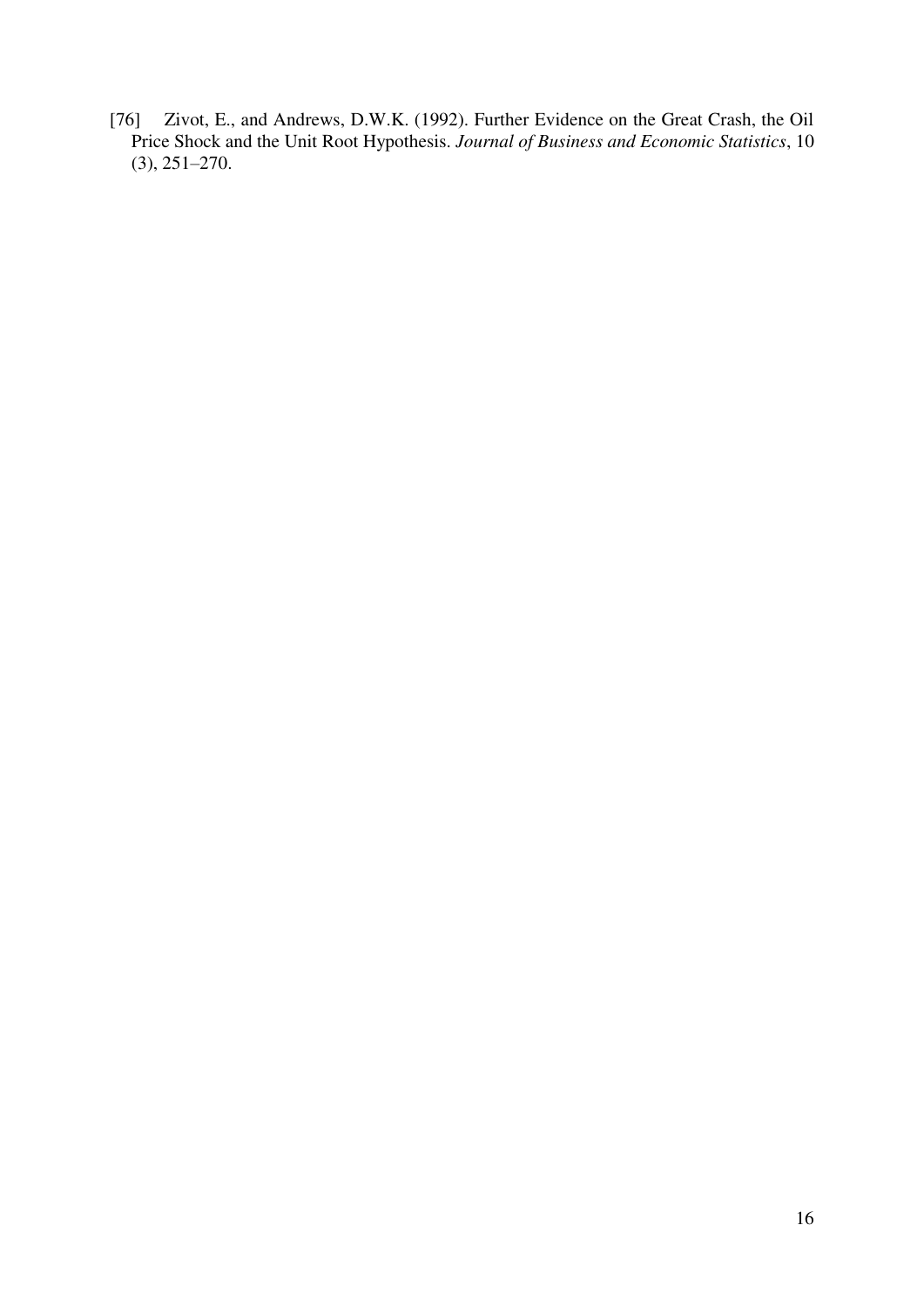[76] Zivot, E., and Andrews, D.W.K. (1992). Further Evidence on the Great Crash, the Oil Price Shock and the Unit Root Hypothesis. *Journal of Business and Economic Statistics*, 10 (3), 251–270.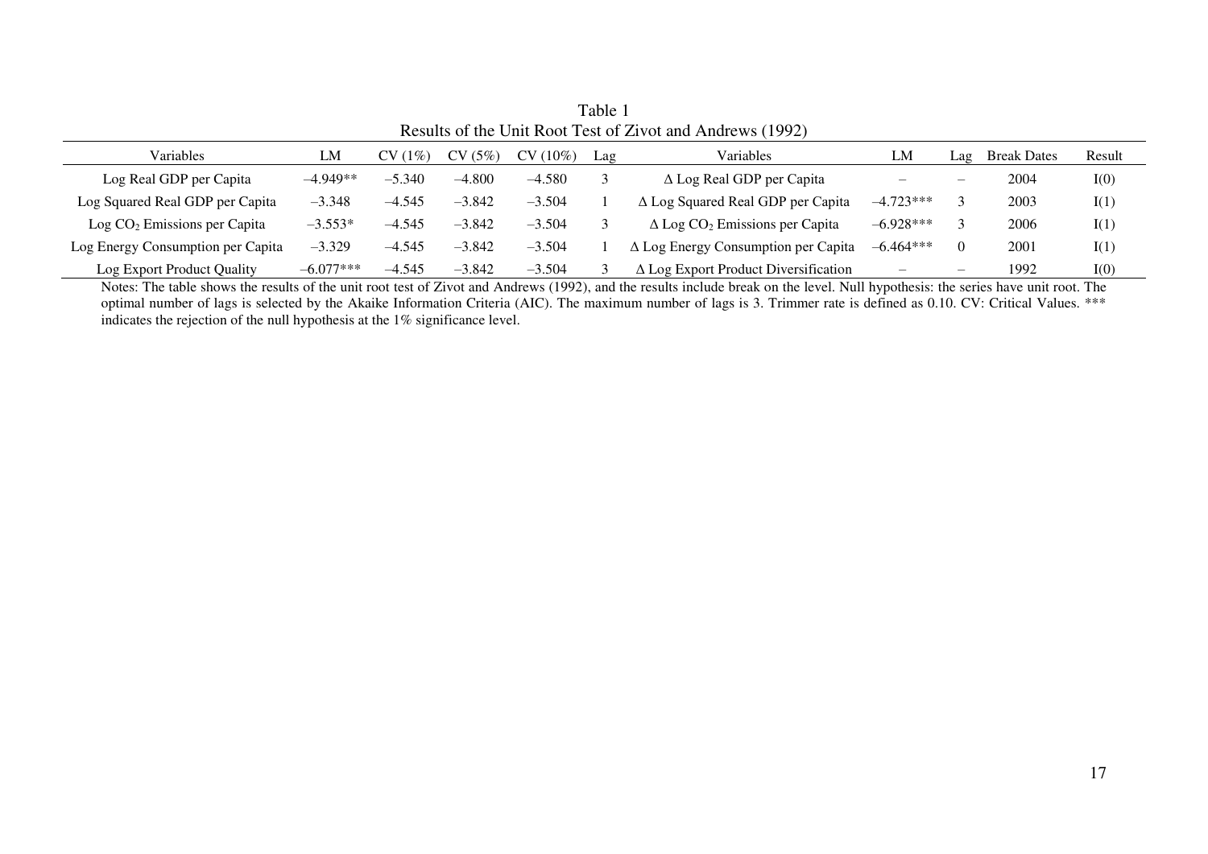Table 1
Results of the Unit Root Test of Zivot and Andrews (1992)

| Variables | LM | CV (1%) | CV (5%) | CV (10%) | Lag | Variables | LM | Lag | Break Dates | Result |
|---|---|---|---|---|---|---|---|---|---|---|
| Log Real GDP per Capita | –4.949** | –5.340 | –4.800 | –4.580 | 3 | Δ Log Real GDP per Capita | – | – | 2004 | I(0) |
| Log Squared Real GDP per Capita | –3.348 | –4.545 | –3.842 | –3.504 | 1 | Δ Log Squared Real GDP per Capita | –4.723*** | 3 | 2003 | I(1) |
| Log $CO_2$ Emissions per Capita | –3.553* | –4.545 | –3.842 | –3.504 | 3 | Δ Log $CO_2$ Emissions per Capita | –6.928*** | 3 | 2006 | I(1) |
| Log Energy Consumption per Capita | –3.329 | –4.545 | –3.842 | –3.504 | 1 | Δ Log Energy Consumption per Capita | –6.464*** | 0 | 2001 | I(1) |
| Log Export Product Quality | –6.077*** | –4.545 | –3.842 | –3.504 | 3 | Δ Log Export Product Diversification | – | – | 1992 | I(0) |

Notes: The table shows the results of the unit root test of Zivot and Andrews (1992), and the results include break on the level. Null hypothesis: the series have unit root. The optimal number of lags is selected by the Akaike Information Criteria (AIC). The maximum number of lags is 3. Trimmer rate is defined as 0.10. CV: Critical Values. *** indicates the rejection of the null hypothesis at the 1% significance level.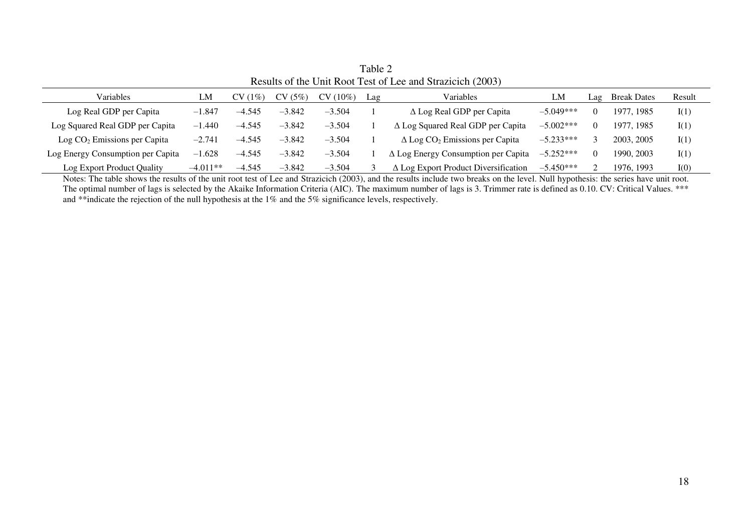Table 2
Results of the Unit Root Test of Lee and Strazicich (2003)

| Variables | LM | CV (1%) | CV (5%) | CV (10%) | Lag | Variables | LM | Lag | Break Dates | Result |
|---|---|---|---|---|---|---|---|---|---|---|
| Log Real GDP per Capita | –1.847 | –4.545 | –3.842 | –3.504 | 1 | Δ Log Real GDP per Capita | –5.049*** | 0 | 1977, 1985 | I(1) |
| Log Squared Real GDP per Capita | –1.440 | –4.545 | –3.842 | –3.504 | 1 | Δ Log Squared Real GDP per Capita | –5.002*** | 0 | 1977, 1985 | I(1) |
| Log $CO_2$ Emissions per Capita | –2.741 | –4.545 | –3.842 | –3.504 | 1 | Δ Log $CO_2$ Emissions per Capita | –5.233*** | 3 | 2003, 2005 | I(1) |
| Log Energy Consumption per Capita | –1.628 | –4.545 | –3.842 | –3.504 | 1 | Δ Log Energy Consumption per Capita | –5.252*** | 0 | 1990, 2003 | I(1) |
| Log Export Product Quality | –4.011** | –4.545 | –3.842 | –3.504 | 3 | Δ Log Export Product Diversification | –5.450*** | 2 | 1976, 1993 | I(0) |

Notes: The table shows the results of the unit root test of Lee and Strazicich (2003), and the results include two breaks on the level. Null hypothesis: the series have unit root. The optimal number of lags is selected by the Akaike Information Criteria (AIC). The maximum number of lags is 3. Trimmer rate is defined as 0.10. CV: Critical Values. *** and **indicate the rejection of the null hypothesis at the 1% and the 5% significance levels, respectively.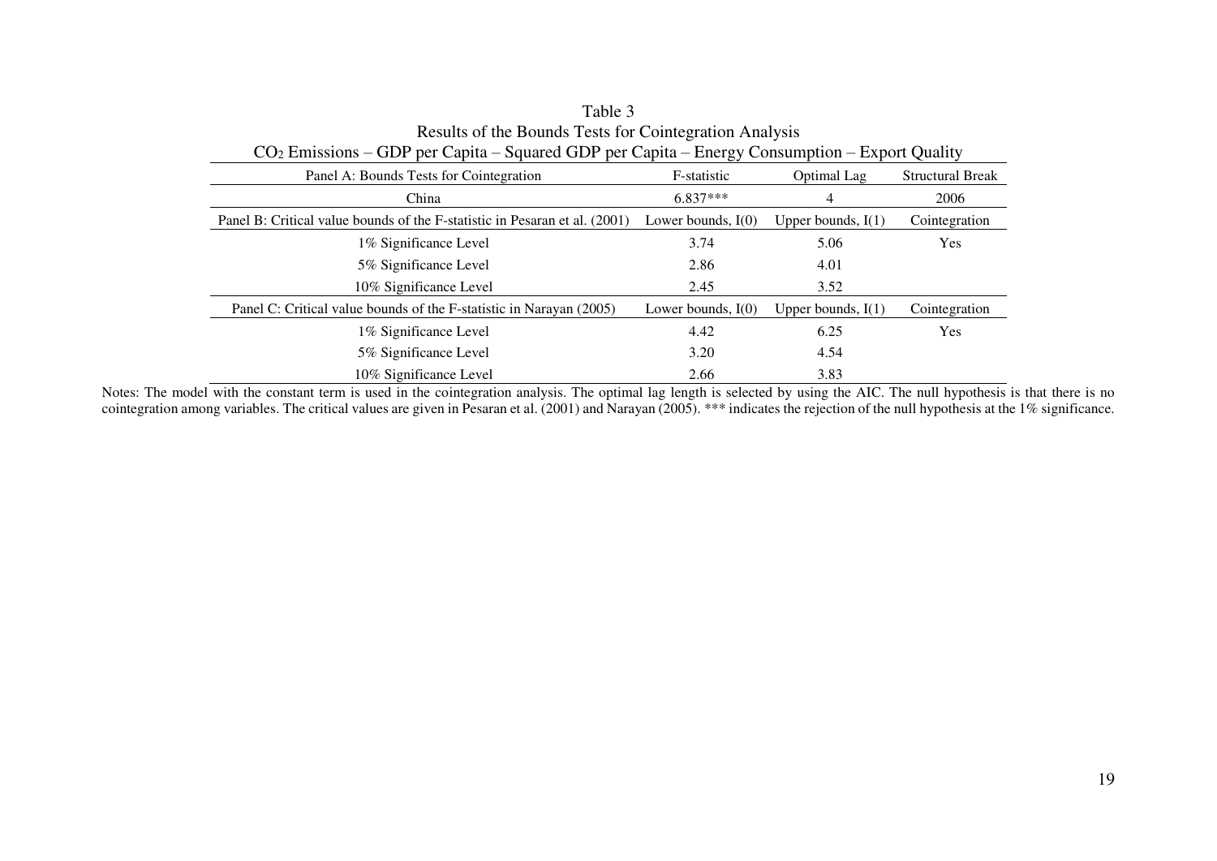Table 3

Results of the Bounds Tests for Cointegration Analysis

$CO_2$ Emissions – GDP per Capita – Squared GDP per Capita – Energy Consumption – Export Quality

| Panel A: Bounds Tests for Cointegration | F-statistic | Optimal Lag | Structural Break |
|---|---|---|---|
| China | 6.837*** | 4 | 2006 |
| **Panel B: Critical value bounds of the F-statistic in Pesaran et al. (2001)** | **Lower bounds, I(0)** | **Upper bounds, I(1)** | **Cointegration** |
| 1% Significance Level | 3.74 | 5.06 | Yes |
| 5% Significance Level | 2.86 | 4.01 | |
| 10% Significance Level | 2.45 | 3.52 | |
| **Panel C: Critical value bounds of the F-statistic in Narayan (2005)** | **Lower bounds, I(0)** | **Upper bounds, I(1)** | **Cointegration** |
| 1% Significance Level | 4.42 | 6.25 | Yes |
| 5% Significance Level | 3.20 | 4.54 | |
| 10% Significance Level | 2.66 | 3.83 | |

Notes: The model with the constant term is used in the cointegration analysis. The optimal lag length is selected by using the AIC. The null hypothesis is that there is no cointegration among variables. The critical values are given in Pesaran et al. (2001) and Narayan (2005). *** indicates the rejection of the null hypothesis at the 1% significance.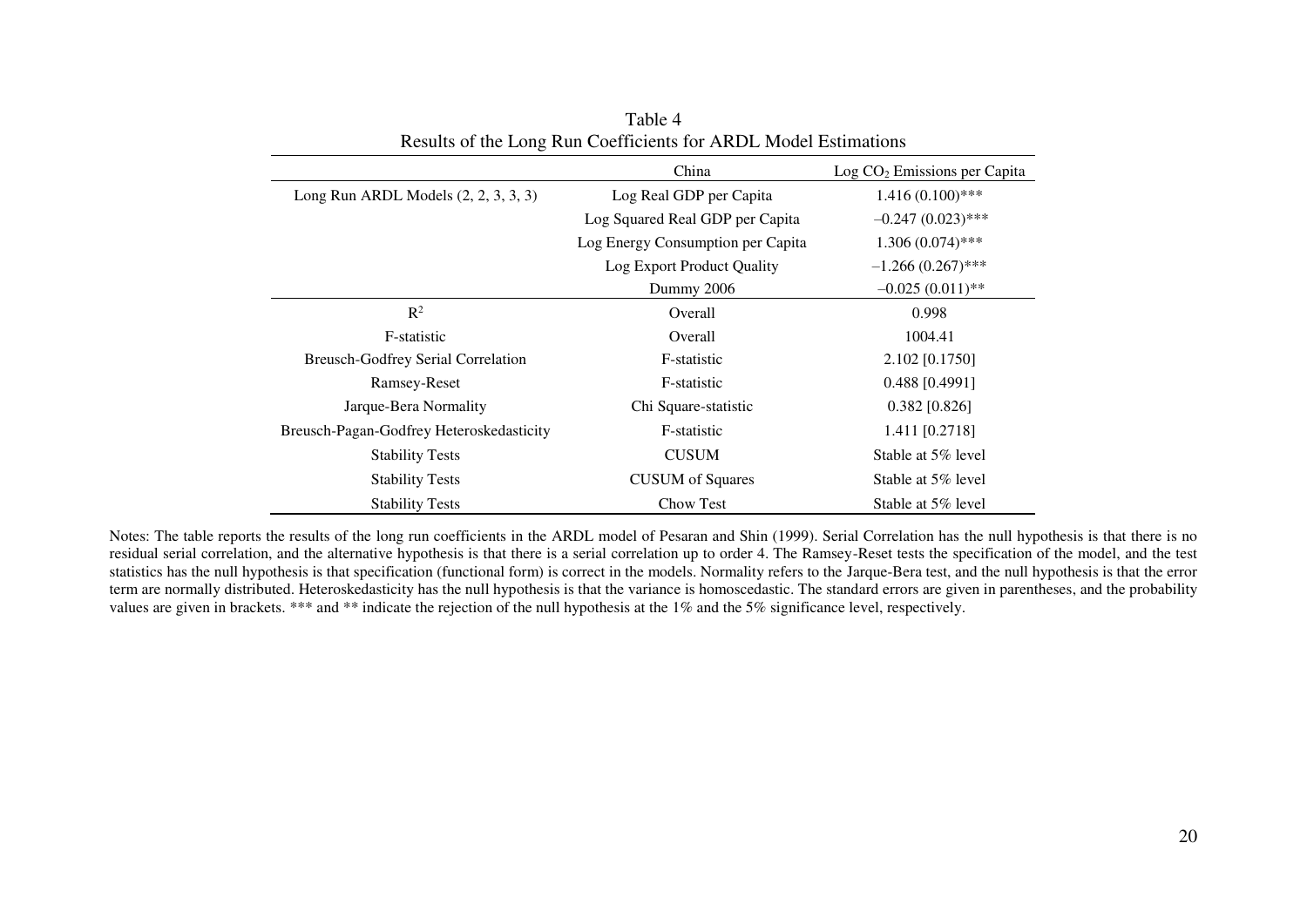Table 4

Results of the Long Run Coefficients for ARDL Model Estimations

| | China | Log $CO_2$ Emissions per Capita |
|---|---|---|
| Long Run ARDL Models (2, 2, 3, 3, 3) | Log Real GDP per Capita | 1.416 (0.100)*** |
| | Log Squared Real GDP per Capita | –0.247 (0.023)*** |
| | Log Energy Consumption per Capita | 1.306 (0.074)*** |
| | Log Export Product Quality | –1.266 (0.267)*** |
| | Dummy 2006 | –0.025 (0.011)** |
| $R^2$ | Overall | 0.998 |
| F-statistic | Overall | 1004.41 |
| Breusch-Godfrey Serial Correlation | F-statistic | 2.102 [0.1750] |
| Ramsey-Reset | F-statistic | 0.488 [0.4991] |
| Jarque-Bera Normality | Chi Square-statistic | 0.382 [0.826] |
| Breusch-Pagan-Godfrey Heteroskedasticity | F-statistic | 1.411 [0.2718] |
| Stability Tests | CUSUM | Stable at 5% level |
| Stability Tests | CUSUM of Squares | Stable at 5% level |
| Stability Tests | Chow Test | Stable at 5% level |

Notes: The table reports the results of the long run coefficients in the ARDL model of Pesaran and Shin (1999). Serial Correlation has the null hypothesis is that there is no residual serial correlation, and the alternative hypothesis is that there is a serial correlation up to order 4. The Ramsey-Reset tests the specification of the model, and the test statistics has the null hypothesis is that specification (functional form) is correct in the models. Normality refers to the Jarque-Bera test, and the null hypothesis is that the error term are normally distributed. Heteroskedasticity has the null hypothesis is that the variance is homoscedastic. The standard errors are given in parentheses, and the probability values are given in brackets. *** and ** indicate the rejection of the null hypothesis at the 1% and the 5% significance level, respectively.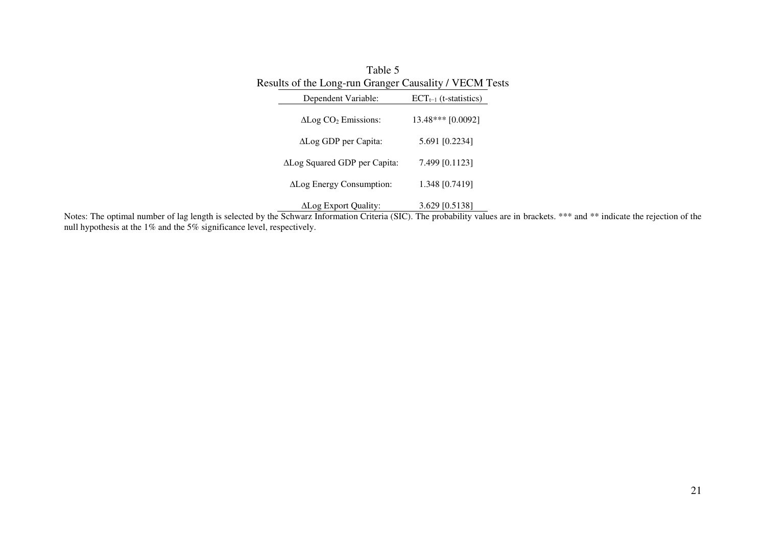Table 5

Results of the Long-run Granger Causality / VECM Tests

| Dependent Variable: | $ECT_{t-1}$ (t-statistics) |
|---|---|
| ΔLog $CO_2$ Emissions: | 13.48*** [0.0092] |
| ΔLog GDP per Capita: | 5.691 [0.2234] |
| ΔLog Squared GDP per Capita: | 7.499 [0.1123] |
| ΔLog Energy Consumption: | 1.348 [0.7419] |
| ΔLog Export Quality: | 3.629 [0.5138] |

Notes: The optimal number of lag length is selected by the Schwarz Information Criteria (SIC). The probability values are in brackets. *** and ** indicate the rejection of the null hypothesis at the 1% and the 5% significance level, respectively.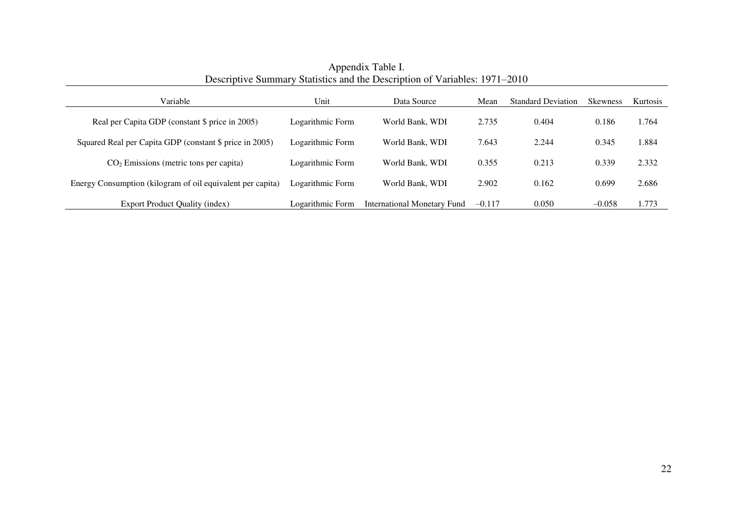Appendix Table I.
Descriptive Summary Statistics and the Description of Variables: 1971–2010

| Variable | Unit | Data Source | Mean | Standard Deviation | Skewness | Kurtosis |
|---|---|---|---|---|---|---|
| Real per Capita GDP (constant $ price in 2005) | Logarithmic Form | World Bank, WDI | 2.735 | 0.404 | 0.186 | 1.764 |
| Squared Real per Capita GDP (constant $ price in 2005) | Logarithmic Form | World Bank, WDI | 7.643 | 2.244 | 0.345 | 1.884 |
| $CO_2$ Emissions (metric tons per capita) | Logarithmic Form | World Bank, WDI | 0.355 | 0.213 | 0.339 | 2.332 |
| Energy Consumption (kilogram of oil equivalent per capita) | Logarithmic Form | World Bank, WDI | 2.902 | 0.162 | 0.699 | 2.686 |
| Export Product Quality (index) | Logarithmic Form | International Monetary Fund | –0.117 | 0.050 | –0.058 | 1.773 |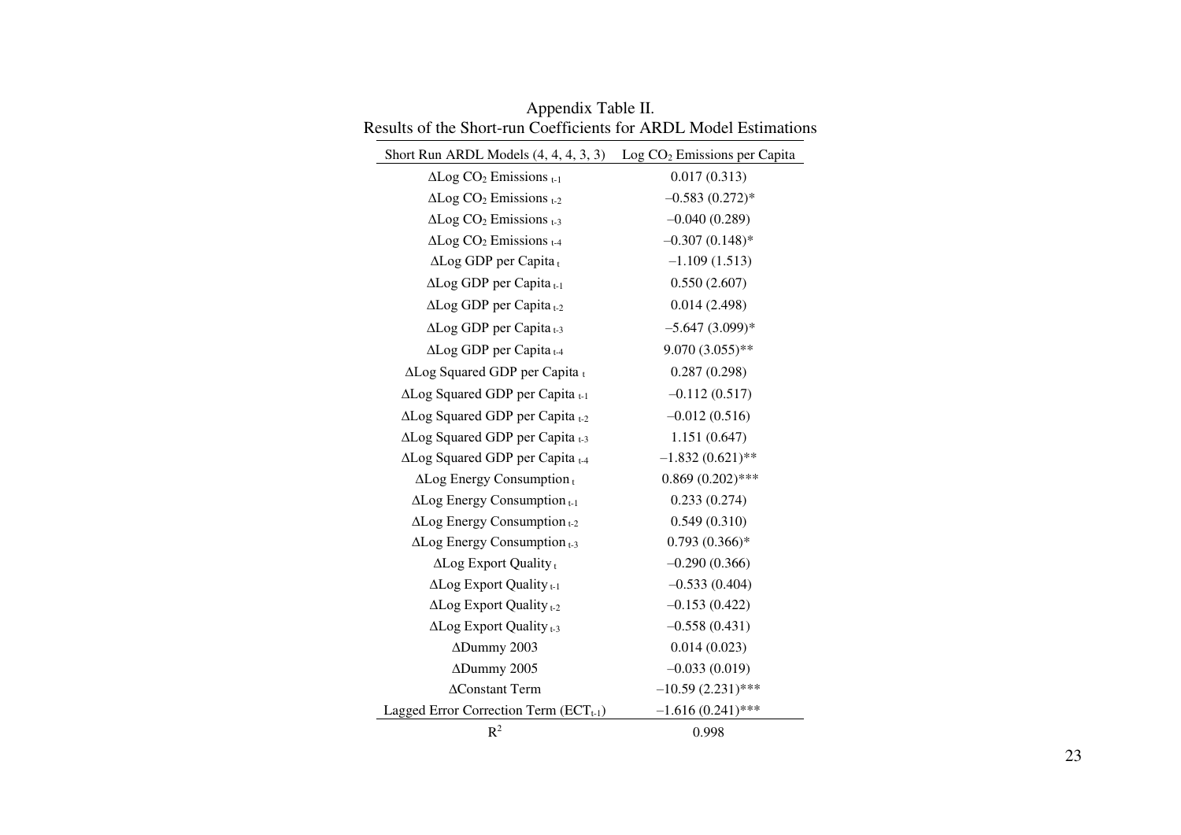Appendix Table II.
Results of the Short-run Coefficients for ARDL Model Estimations

| Short Run ARDL Models (4, 4, 4, 3, 3) | Log $CO_2$ Emissions per Capita |
|---|---|
| ΔLog $CO_2$ Emissions $_{t-1}$ | 0.017 (0.313) |
| ΔLog $CO_2$ Emissions $_{t-2}$ | –0.583 (0.272)* |
| ΔLog $CO_2$ Emissions $_{t-3}$ | –0.040 (0.289) |
| ΔLog $CO_2$ Emissions $_{t-4}$ | –0.307 (0.148)* |
| ΔLog GDP per Capita $_{t}$ | –1.109 (1.513) |
| ΔLog GDP per Capita $_{t-1}$ | 0.550 (2.607) |
| ΔLog GDP per Capita $_{t-2}$ | 0.014 (2.498) |
| ΔLog GDP per Capita $_{t-3}$ | –5.647 (3.099)* |
| ΔLog GDP per Capita $_{t-4}$ | 9.070 (3.055)** |
| ΔLog Squared GDP per Capita $_{t}$ | 0.287 (0.298) |
| ΔLog Squared GDP per Capita $_{t-1}$ | –0.112 (0.517) |
| ΔLog Squared GDP per Capita $_{t-2}$ | –0.012 (0.516) |
| ΔLog Squared GDP per Capita $_{t-3}$ | 1.151 (0.647) |
| ΔLog Squared GDP per Capita $_{t-4}$ | –1.832 (0.621)** |
| ΔLog Energy Consumption $_{t}$ | 0.869 (0.202)*** |
| ΔLog Energy Consumption $_{t-1}$ | 0.233 (0.274) |
| ΔLog Energy Consumption $_{t-2}$ | 0.549 (0.310) |
| ΔLog Energy Consumption $_{t-3}$ | 0.793 (0.366)* |
| ΔLog Export Quality $_{t}$ | –0.290 (0.366) |
| ΔLog Export Quality $_{t-1}$ | –0.533 (0.404) |
| ΔLog Export Quality $_{t-2}$ | –0.153 (0.422) |
| ΔLog Export Quality $_{t-3}$ | –0.558 (0.431) |
| ΔDummy 2003 | 0.014 (0.023) |
| ΔDummy 2005 | –0.033 (0.019) |
| ΔConstant Term | –10.59 (2.231)*** |
| Lagged Error Correction Term ($ECT_{t-1}$) | –1.616 (0.241)*** |
| $R^2$ | 0.998 |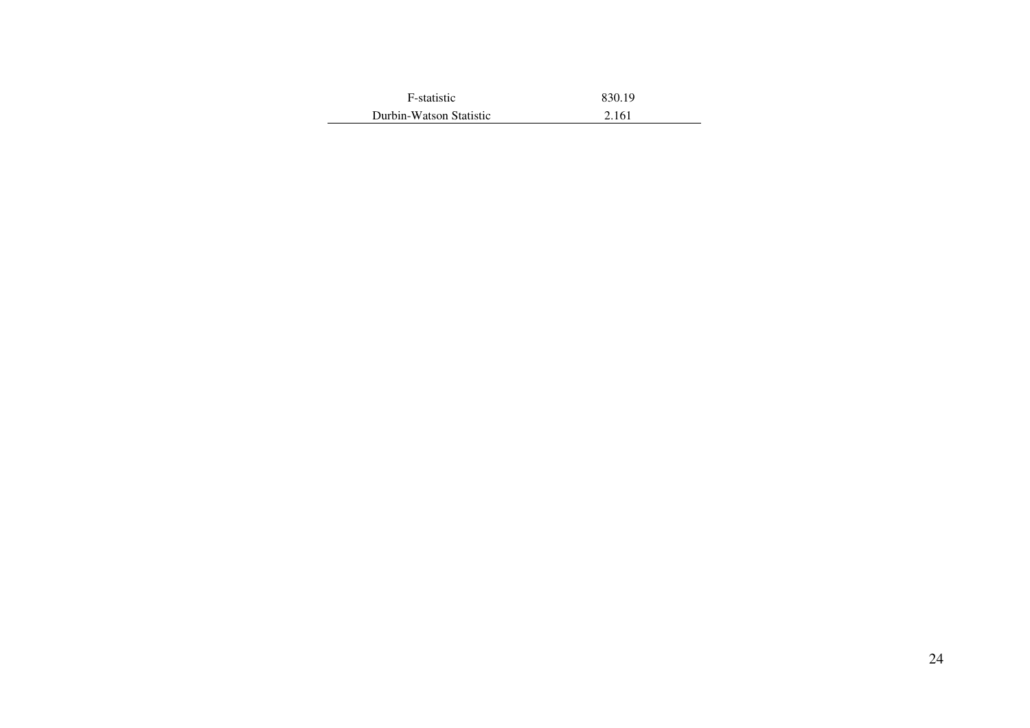| | |
|---|---|
| F-statistic | 830.19 |
| Durbin-Watson Statistic | 2.161 |